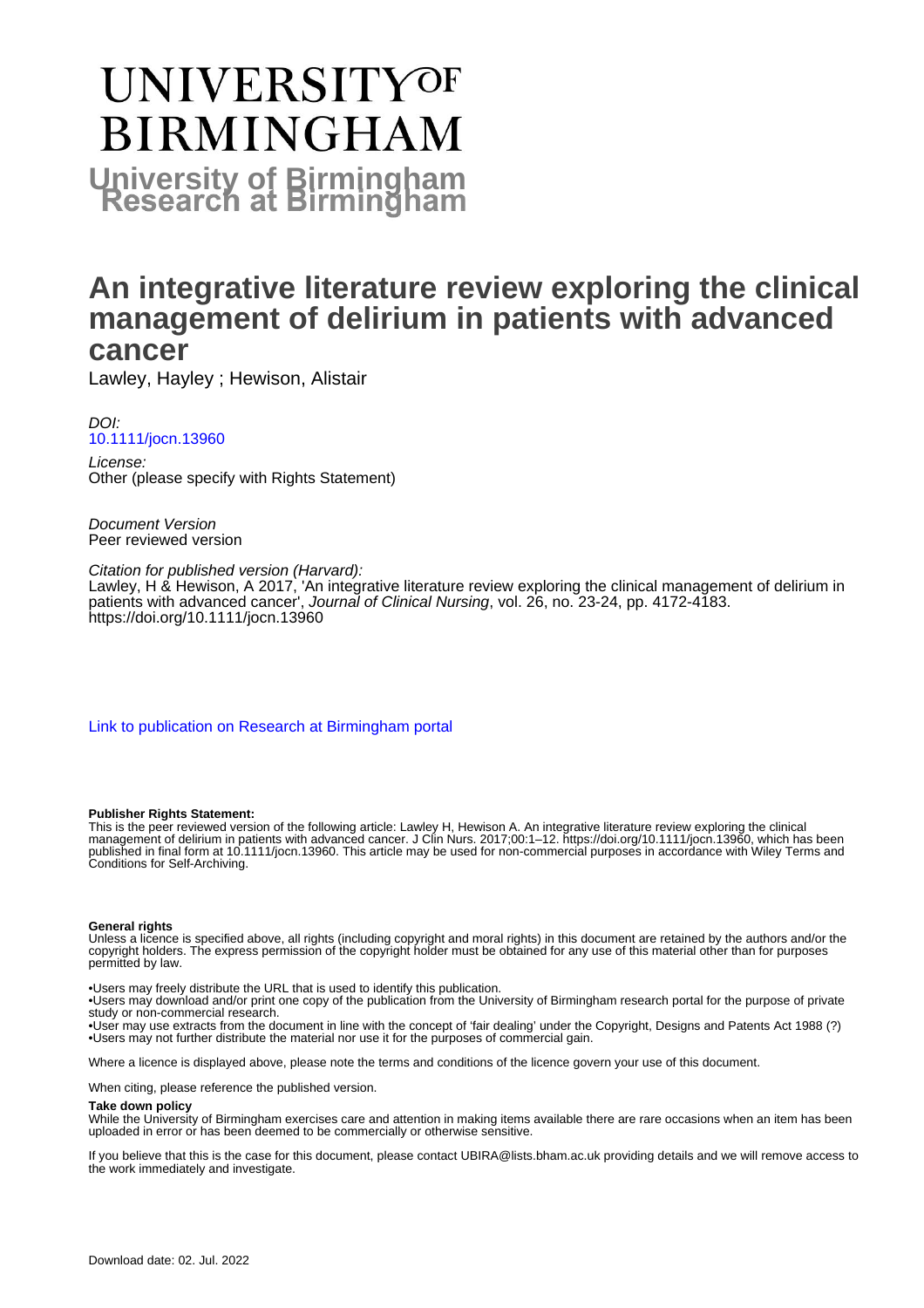# UNIVERSITY OF BIRMINGHAM

## University of Birmingham Research at Birmingham

# An integrative literature review exploring the clinical management of delirium in patients with advanced cancer

Lawley, Hayley ; Hewison, Alistair

*DOI:*
10.1111/jocn.13960

*License:*
Other (please specify with Rights Statement)

*Document Version*
Peer reviewed version

*Citation for published version (Harvard):*
Lawley, H & Hewison, A 2017, 'An integrative literature review exploring the clinical management of delirium in patients with advanced cancer', *Journal of Clinical Nursing*, vol. 26, no. 23-24, pp. 4172-4183. https://doi.org/10.1111/jocn.13960

Link to publication on Research at Birmingham portal

**Publisher Rights Statement:**
This is the peer reviewed version of the following article: Lawley H, Hewison A. An integrative literature review exploring the clinical management of delirium in patients with advanced cancer. J Clin Nurs. 2017;00:1–12. https://doi.org/10.1111/jocn.13960, which has been published in final form at 10.1111/jocn.13960. This article may be used for non-commercial purposes in accordance with Wiley Terms and Conditions for Self-Archiving.

**General rights**
Unless a licence is specified above, all rights (including copyright and moral rights) in this document are retained by the authors and/or the copyright holders. The express permission of the copyright holder must be obtained for any use of this material other than for purposes permitted by law.

•Users may freely distribute the URL that is used to identify this publication.
•Users may download and/or print one copy of the publication from the University of Birmingham research portal for the purpose of private study or non-commercial research.
•User may use extracts from the document in line with the concept of 'fair dealing' under the Copyright, Designs and Patents Act 1988 (?)
•Users may not further distribute the material nor use it for the purposes of commercial gain.

Where a licence is displayed above, please note the terms and conditions of the licence govern your use of this document.

When citing, please reference the published version.

**Take down policy**
While the University of Birmingham exercises care and attention in making items available there are rare occasions when an item has been uploaded in error or has been deemed to be commercially or otherwise sensitive.

If you believe that this is the case for this document, please contact UBIRA@lists.bham.ac.uk providing details and we will remove access to the work immediately and investigate.

Download date: 02. Jul. 2022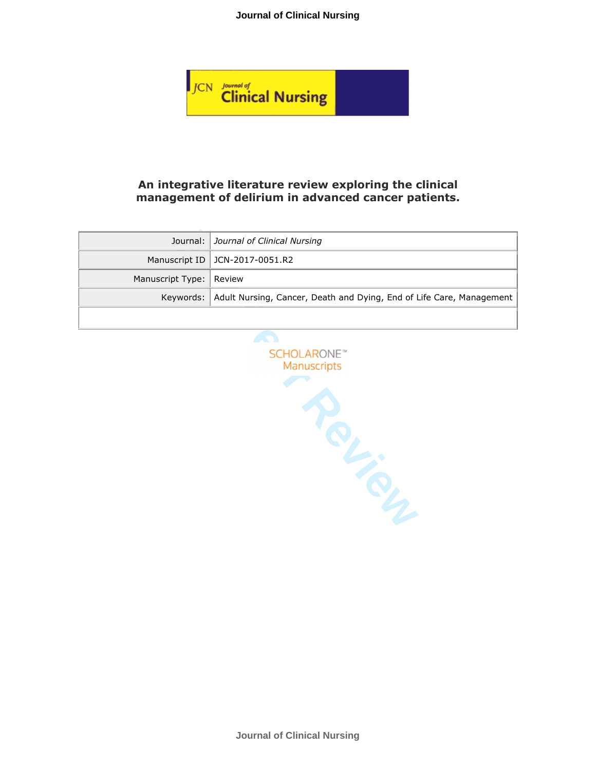# An integrative literature review exploring the clinical management of delirium in advanced cancer patients.

| | |
|---|---|
| Journal: | *Journal of Clinical Nursing* |
| Manuscript ID | JCN-2017-0051.R2 |
| Manuscript Type: | Review |
| Keywords: | Adult Nursing, Cancer, Death and Dying, End of Life Care, Management |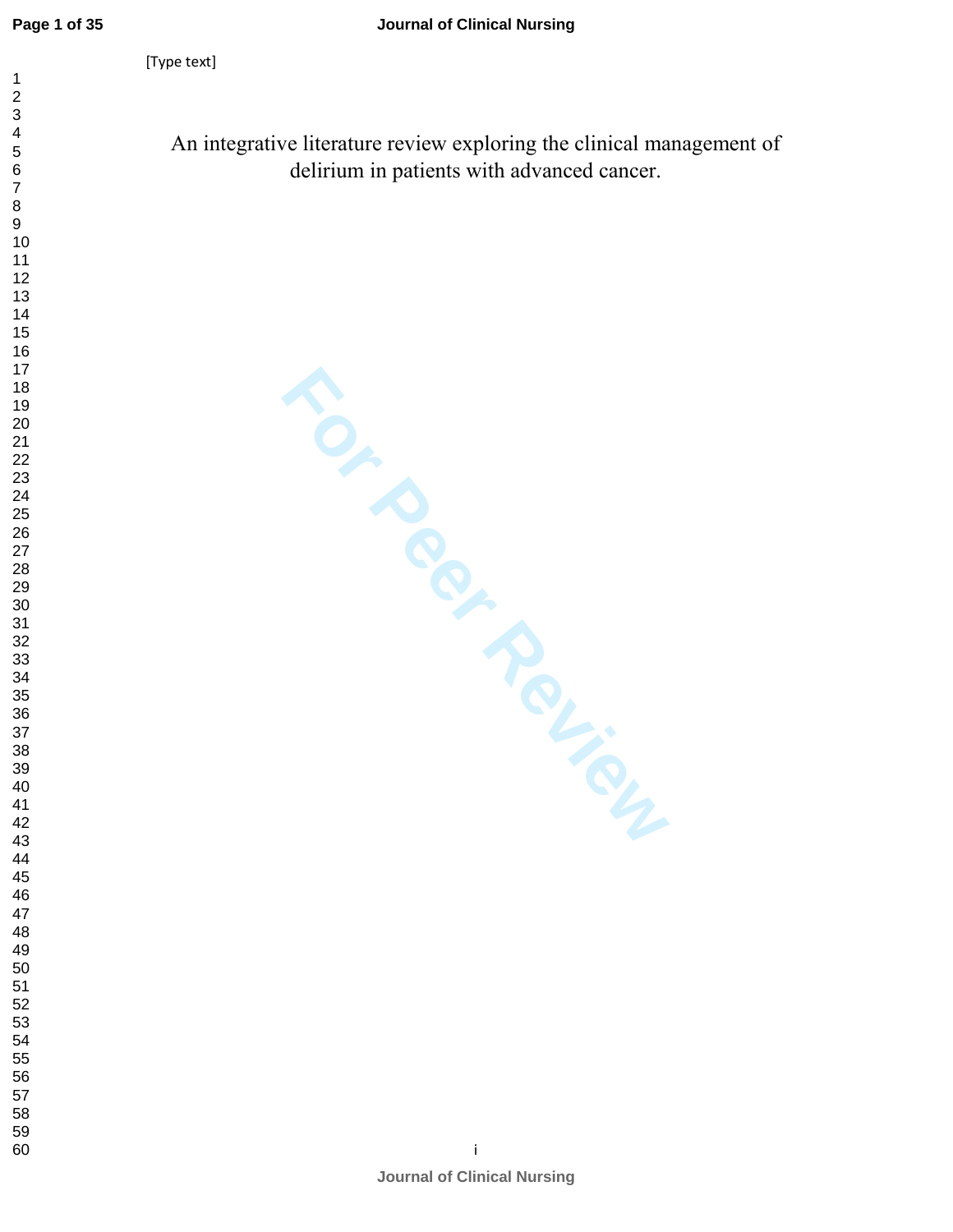# An integrative literature review exploring the clinical management of delirium in patients with advanced cancer.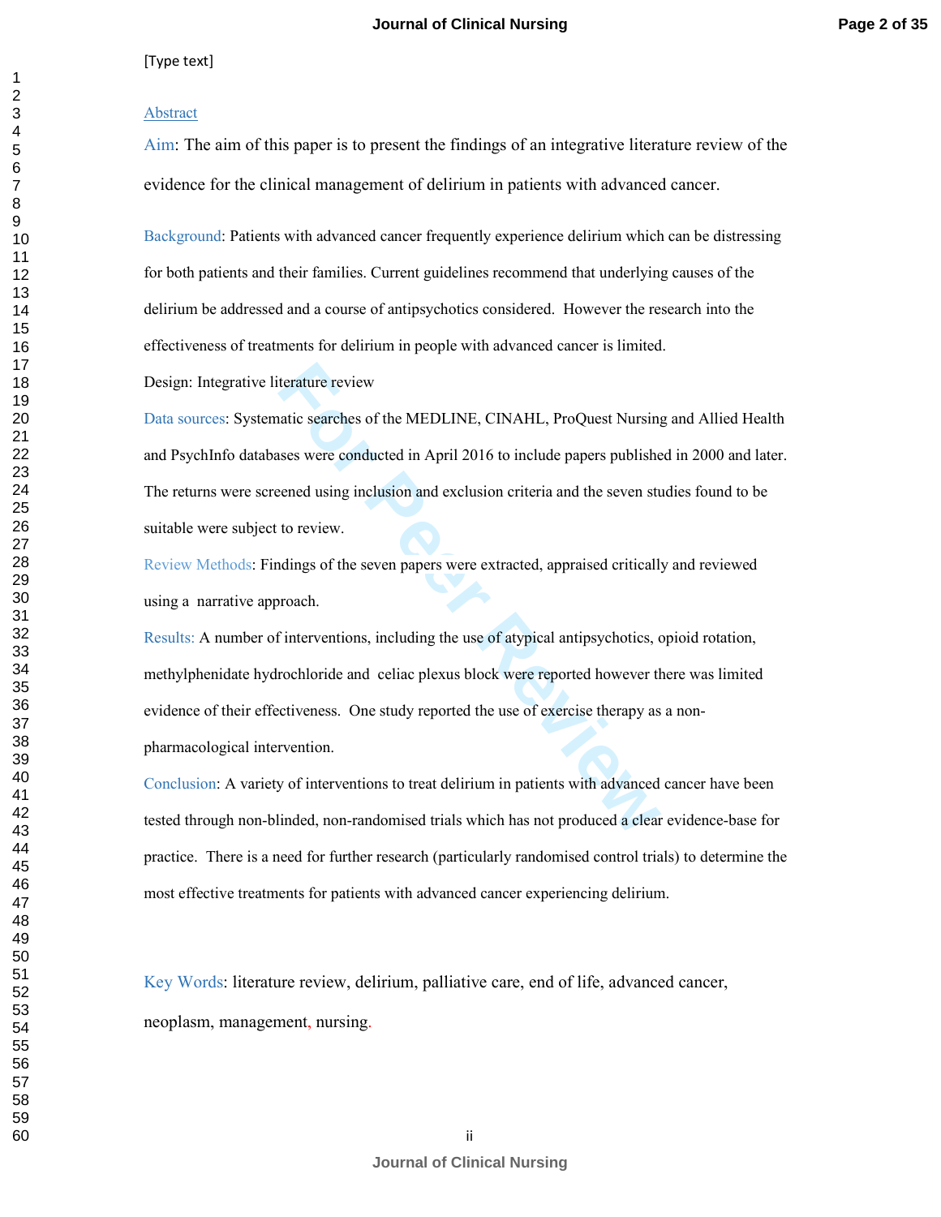[Type text]

## Abstract

**Aim**: The aim of this paper is to present the findings of an integrative literature review of the evidence for the clinical management of delirium in patients with advanced cancer.

**Background**: Patients with advanced cancer frequently experience delirium which can be distressing for both patients and their families. Current guidelines recommend that underlying causes of the delirium be addressed and a course of antipsychotics considered. However the research into the effectiveness of treatments for delirium in people with advanced cancer is limited.

**Design**: Integrative literature review

**Data sources**: Systematic searches of the MEDLINE, CINAHL, ProQuest Nursing and Allied Health and PsychInfo databases were conducted in April 2016 to include papers published in 2000 and later. The returns were screened using inclusion and exclusion criteria and the seven studies found to be suitable were subject to review.

**Review Methods**: Findings of the seven papers were extracted, appraised critically and reviewed using a narrative approach.

**Results**: A number of interventions, including the use of atypical antipsychotics, opioid rotation, methylphenidate hydrochloride and celiac plexus block were reported however there was limited evidence of their effectiveness. One study reported the use of exercise therapy as a non-pharmacological intervention.

**Conclusion**: A variety of interventions to treat delirium in patients with advanced cancer have been tested through non-blinded, non-randomised trials which has not produced a clear evidence-base for practice. There is a need for further research (particularly randomised control trials) to determine the most effective treatments for patients with advanced cancer experiencing delirium.

**Key Words**: literature review, delirium, palliative care, end of life, advanced cancer, neoplasm, management, nursing.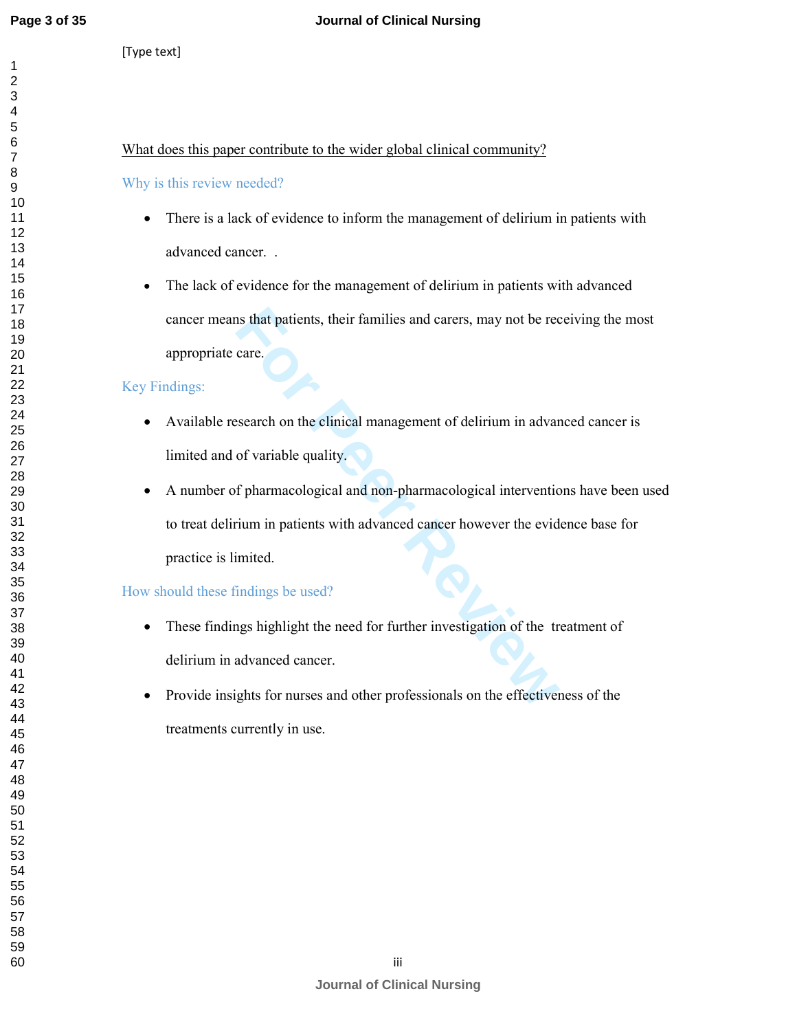[Type text]

<u>What does this paper contribute to the wider global clinical community?</u>

### Why is this review needed?

- There is a lack of evidence to inform the management of delirium in patients with advanced cancer.  .
- The lack of evidence for the management of delirium in patients with advanced cancer means that patients, their families and carers, may not be receiving the most appropriate care.

### Key Findings:

- Available research on the clinical management of delirium in advanced cancer is limited and of variable quality.
- A number of pharmacological and non-pharmacological interventions have been used to treat delirium in patients with advanced cancer however the evidence base for practice is limited.

### How should these findings be used?

- These findings highlight the need for further investigation of the  treatment of delirium in advanced cancer.
- Provide insights for nurses and other professionals on the effectiveness of the treatments currently in use.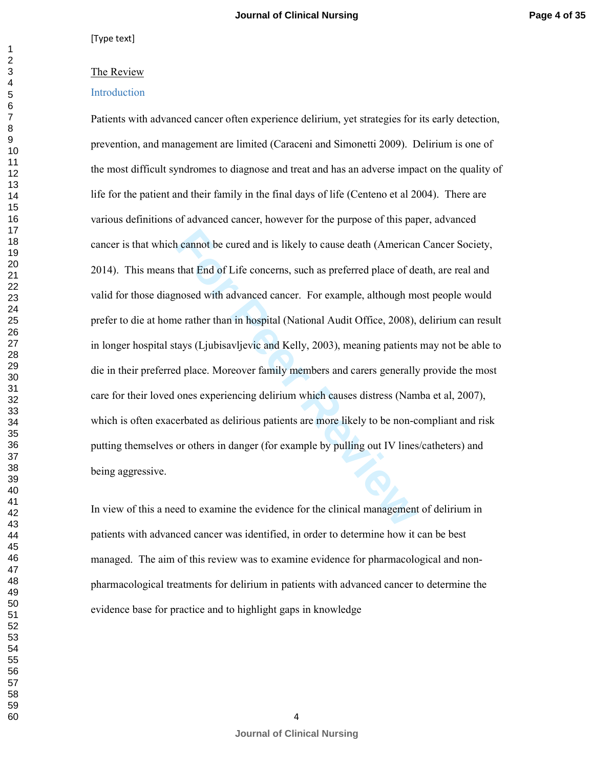[Type text]

## The Review

### Introduction

Patients with advanced cancer often experience delirium, yet strategies for its early detection, prevention, and management are limited (Caraceni and Simonetti 2009). Delirium is one of the most difficult syndromes to diagnose and treat and has an adverse impact on the quality of life for the patient and their family in the final days of life (Centeno et al 2004). There are various definitions of advanced cancer, however for the purpose of this paper, advanced cancer is that which cannot be cured and is likely to cause death (American Cancer Society, 2014). This means that End of Life concerns, such as preferred place of death, are real and valid for those diagnosed with advanced cancer. For example, although most people would prefer to die at home rather than in hospital (National Audit Office, 2008), delirium can result in longer hospital stays (Ljubisavljevic and Kelly, 2003), meaning patients may not be able to die in their preferred place. Moreover family members and carers generally provide the most care for their loved ones experiencing delirium which causes distress (Namba et al, 2007), which is often exacerbated as delirious patients are more likely to be non-compliant and risk putting themselves or others in danger (for example by pulling out IV lines/catheters) and being aggressive.

In view of this a need to examine the evidence for the clinical management of delirium in patients with advanced cancer was identified, in order to determine how it can be best managed. The aim of this review was to examine evidence for pharmacological and non-pharmacological treatments for delirium in patients with advanced cancer to determine the evidence base for practice and to highlight gaps in knowledge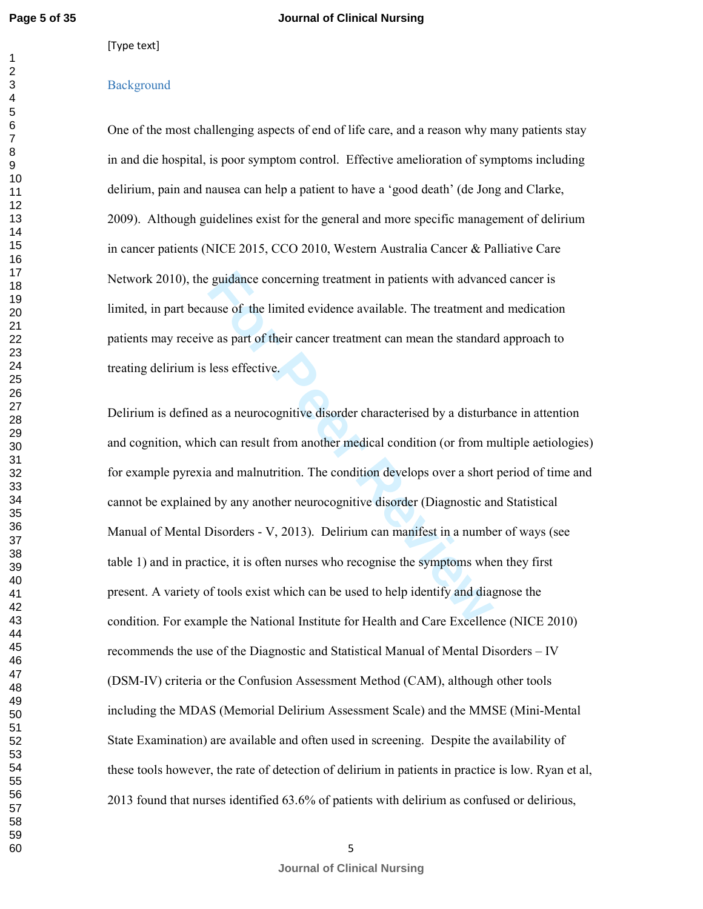[Type text]

## Background

One of the most challenging aspects of end of life care, and a reason why many patients stay in and die hospital, is poor symptom control. Effective amelioration of symptoms including delirium, pain and nausea can help a patient to have a 'good death' (de Jong and Clarke, 2009). Although guidelines exist for the general and more specific management of delirium in cancer patients (NICE 2015, CCO 2010, Western Australia Cancer & Palliative Care Network 2010), the guidance concerning treatment in patients with advanced cancer is limited, in part because of the limited evidence available. The treatment and medication patients may receive as part of their cancer treatment can mean the standard approach to treating delirium is less effective.

Delirium is defined as a neurocognitive disorder characterised by a disturbance in attention and cognition, which can result from another medical condition (or from multiple aetiologies) for example pyrexia and malnutrition. The condition develops over a short period of time and cannot be explained by any another neurocognitive disorder (Diagnostic and Statistical Manual of Mental Disorders - V, 2013). Delirium can manifest in a number of ways (see table 1) and in practice, it is often nurses who recognise the symptoms when they first present. A variety of tools exist which can be used to help identify and diagnose the condition. For example the National Institute for Health and Care Excellence (NICE 2010) recommends the use of the Diagnostic and Statistical Manual of Mental Disorders – IV (DSM-IV) criteria or the Confusion Assessment Method (CAM), although other tools including the MDAS (Memorial Delirium Assessment Scale) and the MMSE (Mini-Mental State Examination) are available and often used in screening. Despite the availability of these tools however, the rate of detection of delirium in patients in practice is low. Ryan et al, 2013 found that nurses identified 63.6% of patients with delirium as confused or delirious,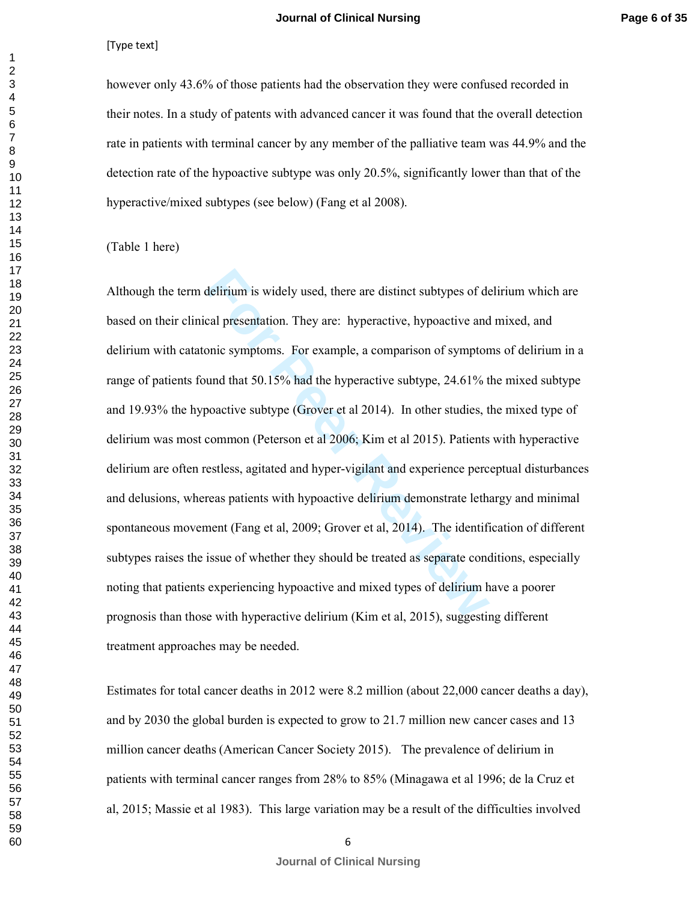however only 43.6% of those patients had the observation they were confused recorded in their notes. In a study of patents with advanced cancer it was found that the overall detection rate in patients with terminal cancer by any member of the palliative team was 44.9% and the detection rate of the hypoactive subtype was only 20.5%, significantly lower than that of the hyperactive/mixed subtypes (see below) (Fang et al 2008).

(Table 1 here)

Although the term delirium is widely used, there are distinct subtypes of delirium which are based on their clinical presentation. They are: hyperactive, hypoactive and mixed, and delirium with catatonic symptoms. For example, a comparison of symptoms of delirium in a range of patients found that 50.15% had the hyperactive subtype, 24.61% the mixed subtype and 19.93% the hypoactive subtype (Grover et al 2014). In other studies, the mixed type of delirium was most common (Peterson et al 2006; Kim et al 2015). Patients with hyperactive delirium are often restless, agitated and hyper-vigilant and experience perceptual disturbances and delusions, whereas patients with hypoactive delirium demonstrate lethargy and minimal spontaneous movement (Fang et al, 2009; Grover et al, 2014). The identification of different subtypes raises the issue of whether they should be treated as separate conditions, especially noting that patients experiencing hypoactive and mixed types of delirium have a poorer prognosis than those with hyperactive delirium (Kim et al, 2015), suggesting different treatment approaches may be needed.

Estimates for total cancer deaths in 2012 were 8.2 million (about 22,000 cancer deaths a day), and by 2030 the global burden is expected to grow to 21.7 million new cancer cases and 13 million cancer deaths (American Cancer Society 2015). The prevalence of delirium in patients with terminal cancer ranges from 28% to 85% (Minagawa et al 1996; de la Cruz et al, 2015; Massie et al 1983). This large variation may be a result of the difficulties involved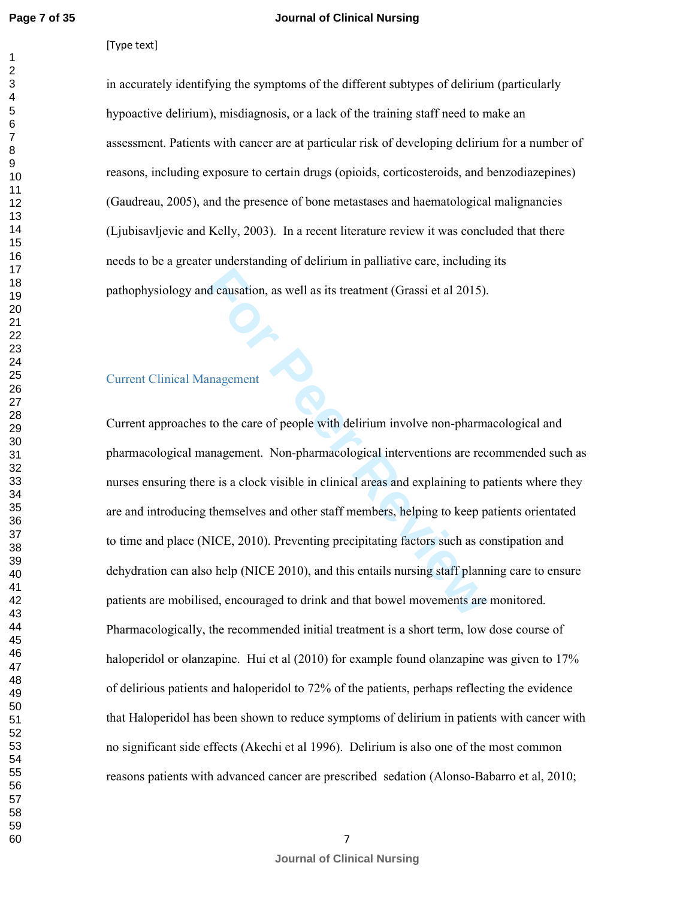in accurately identifying the symptoms of the different subtypes of delirium (particularly hypoactive delirium), misdiagnosis, or a lack of the training staff need to make an assessment. Patients with cancer are at particular risk of developing delirium for a number of reasons, including exposure to certain drugs (opioids, corticosteroids, and benzodiazepines) (Gaudreau, 2005), and the presence of bone metastases and haematological malignancies (Ljubisavljevic and Kelly, 2003). In a recent literature review it was concluded that there needs to be a greater understanding of delirium in palliative care, including its pathophysiology and causation, as well as its treatment (Grassi et al 2015).

## Current Clinical Management

Current approaches to the care of people with delirium involve non-pharmacological and pharmacological management. Non-pharmacological interventions are recommended such as nurses ensuring there is a clock visible in clinical areas and explaining to patients where they are and introducing themselves and other staff members, helping to keep patients orientated to time and place (NICE, 2010). Preventing precipitating factors such as constipation and dehydration can also help (NICE 2010), and this entails nursing staff planning care to ensure patients are mobilised, encouraged to drink and that bowel movements are monitored. Pharmacologically, the recommended initial treatment is a short term, low dose course of haloperidol or olanzapine. Hui et al (2010) for example found olanzapine was given to 17% of delirious patients and haloperidol to 72% of the patients, perhaps reflecting the evidence that Haloperidol has been shown to reduce symptoms of delirium in patients with cancer with no significant side effects (Akechi et al 1996). Delirium is also one of the most common reasons patients with advanced cancer are prescribed sedation (Alonso-Babarro et al, 2010;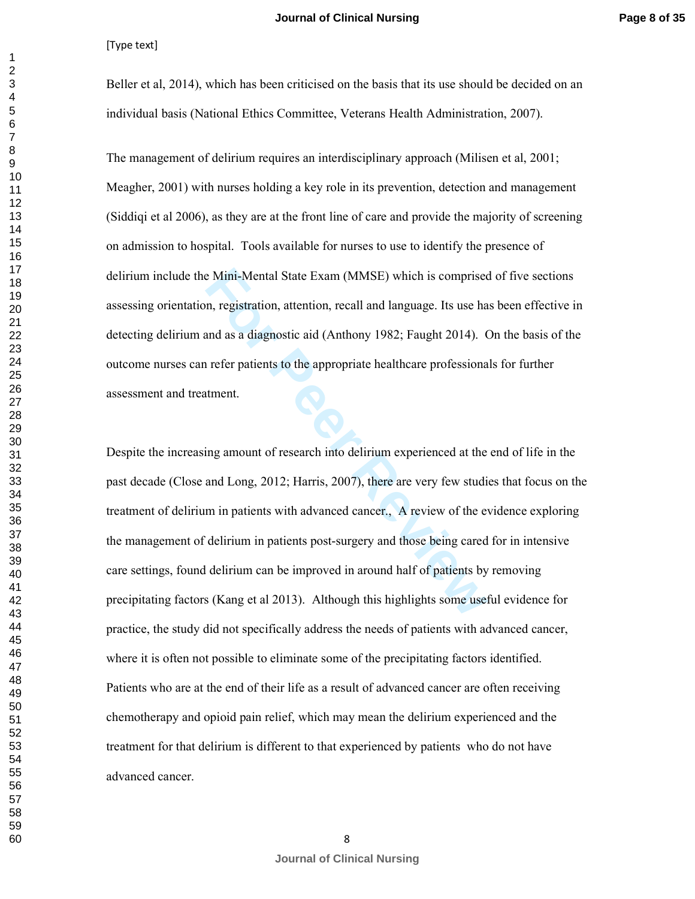Beller et al, 2014), which has been criticised on the basis that its use should be decided on an individual basis (National Ethics Committee, Veterans Health Administration, 2007).

The management of delirium requires an interdisciplinary approach (Milisen et al, 2001; Meagher, 2001) with nurses holding a key role in its prevention, detection and management (Siddiqi et al 2006), as they are at the front line of care and provide the majority of screening on admission to hospital. Tools available for nurses to use to identify the presence of delirium include the Mini-Mental State Exam (MMSE) which is comprised of five sections assessing orientation, registration, attention, recall and language. Its use has been effective in detecting delirium and as a diagnostic aid (Anthony 1982; Faught 2014). On the basis of the outcome nurses can refer patients to the appropriate healthcare professionals for further assessment and treatment.

Despite the increasing amount of research into delirium experienced at the end of life in the past decade (Close and Long, 2012; Harris, 2007), there are very few studies that focus on the treatment of delirium in patients with advanced cancer., A review of the evidence exploring the management of delirium in patients post-surgery and those being cared for in intensive care settings, found delirium can be improved in around half of patients by removing precipitating factors (Kang et al 2013). Although this highlights some useful evidence for practice, the study did not specifically address the needs of patients with advanced cancer, where it is often not possible to eliminate some of the precipitating factors identified. Patients who are at the end of their life as a result of advanced cancer are often receiving chemotherapy and opioid pain relief, which may mean the delirium experienced and the treatment for that delirium is different to that experienced by patients who do not have advanced cancer.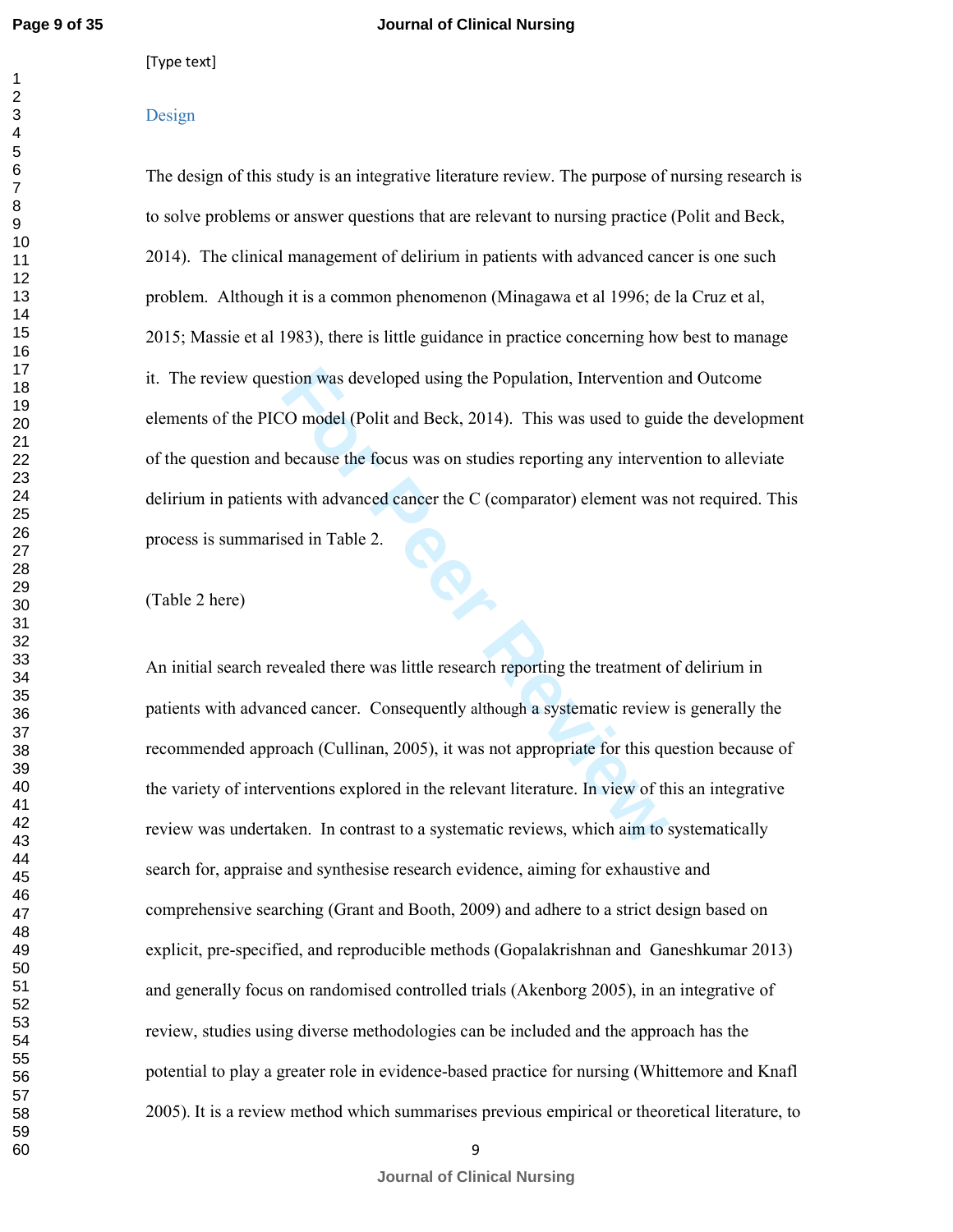[Type text]

## Design

The design of this study is an integrative literature review. The purpose of nursing research is to solve problems or answer questions that are relevant to nursing practice (Polit and Beck, 2014). The clinical management of delirium in patients with advanced cancer is one such problem. Although it is a common phenomenon (Minagawa et al 1996; de la Cruz et al, 2015; Massie et al 1983), there is little guidance in practice concerning how best to manage it. The review question was developed using the Population, Intervention and Outcome elements of the PICO model (Polit and Beck, 2014). This was used to guide the development of the question and because the focus was on studies reporting any intervention to alleviate delirium in patients with advanced cancer the C (comparator) element was not required. This process is summarised in Table 2.

(Table 2 here)

An initial search revealed there was little research reporting the treatment of delirium in patients with advanced cancer. Consequently although a systematic review is generally the recommended approach (Cullinan, 2005), it was not appropriate for this question because of the variety of interventions explored in the relevant literature. In view of this an integrative review was undertaken. In contrast to a systematic reviews, which aim to systematically search for, appraise and synthesise research evidence, aiming for exhaustive and comprehensive searching (Grant and Booth, 2009) and adhere to a strict design based on explicit, pre-specified, and reproducible methods (Gopalakrishnan and Ganeshkumar 2013) and generally focus on randomised controlled trials (Akenborg 2005), in an integrative of review, studies using diverse methodologies can be included and the approach has the potential to play a greater role in evidence-based practice for nursing (Whittemore and Knafl 2005). It is a review method which summarises previous empirical or theoretical literature, to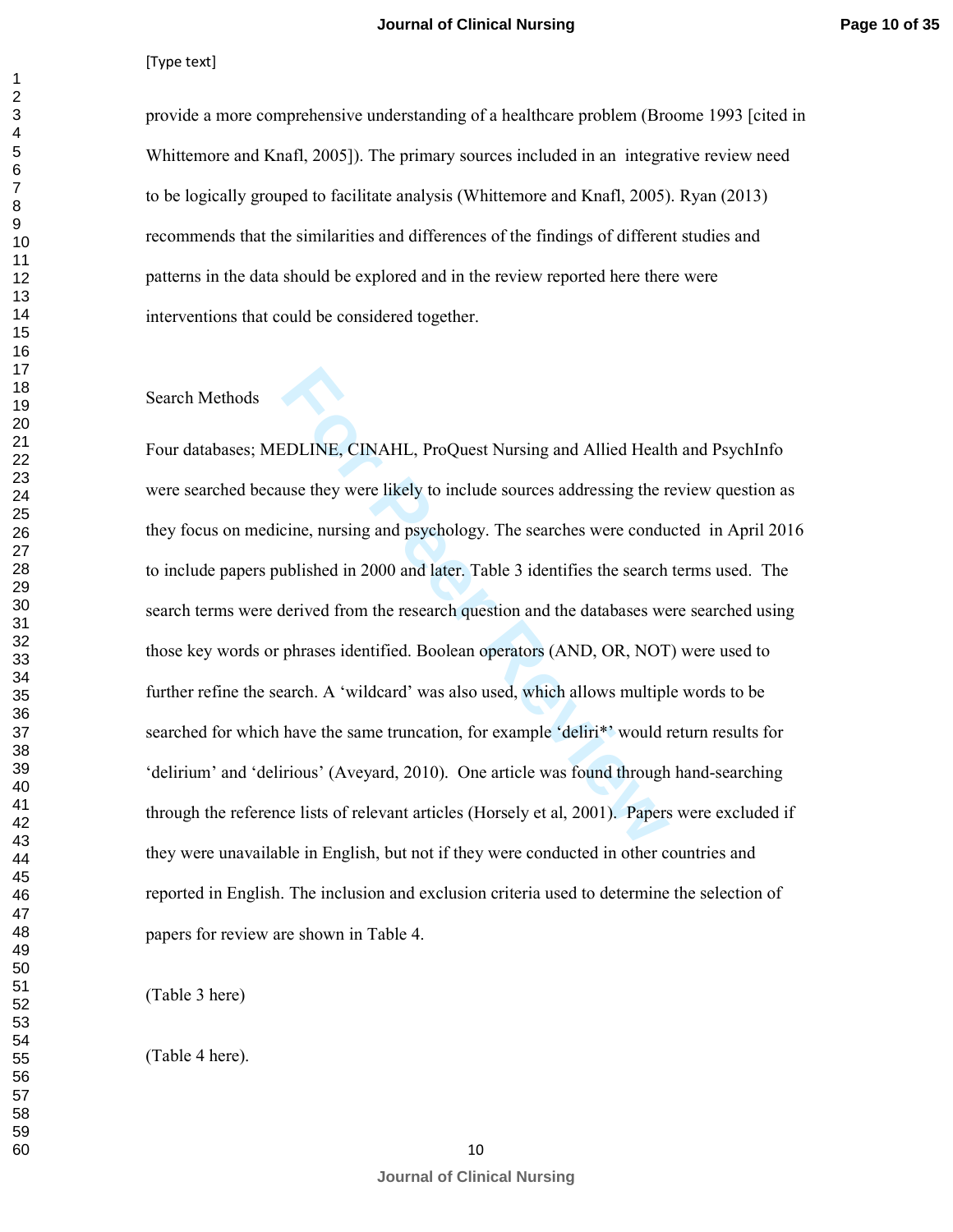provide a more comprehensive understanding of a healthcare problem (Broome 1993 [cited in Whittemore and Knafl, 2005]). The primary sources included in an integrative review need to be logically grouped to facilitate analysis (Whittemore and Knafl, 2005). Ryan (2013) recommends that the similarities and differences of the findings of different studies and patterns in the data should be explored and in the review reported here there were interventions that could be considered together.

## Search Methods

Four databases; MEDLINE, CINAHL, ProQuest Nursing and Allied Health and PsychInfo were searched because they were likely to include sources addressing the review question as they focus on medicine, nursing and psychology. The searches were conducted in April 2016 to include papers published in 2000 and later. Table 3 identifies the search terms used. The search terms were derived from the research question and the databases were searched using those key words or phrases identified. Boolean operators (AND, OR, NOT) were used to further refine the search. A 'wildcard' was also used, which allows multiple words to be searched for which have the same truncation, for example 'deliri*' would return results for 'delirium' and 'delirious' (Aveyard, 2010). One article was found through hand-searching through the reference lists of relevant articles (Horsely et al, 2001). Papers were excluded if they were unavailable in English, but not if they were conducted in other countries and reported in English. The inclusion and exclusion criteria used to determine the selection of papers for review are shown in Table 4.

(Table 3 here)

(Table 4 here).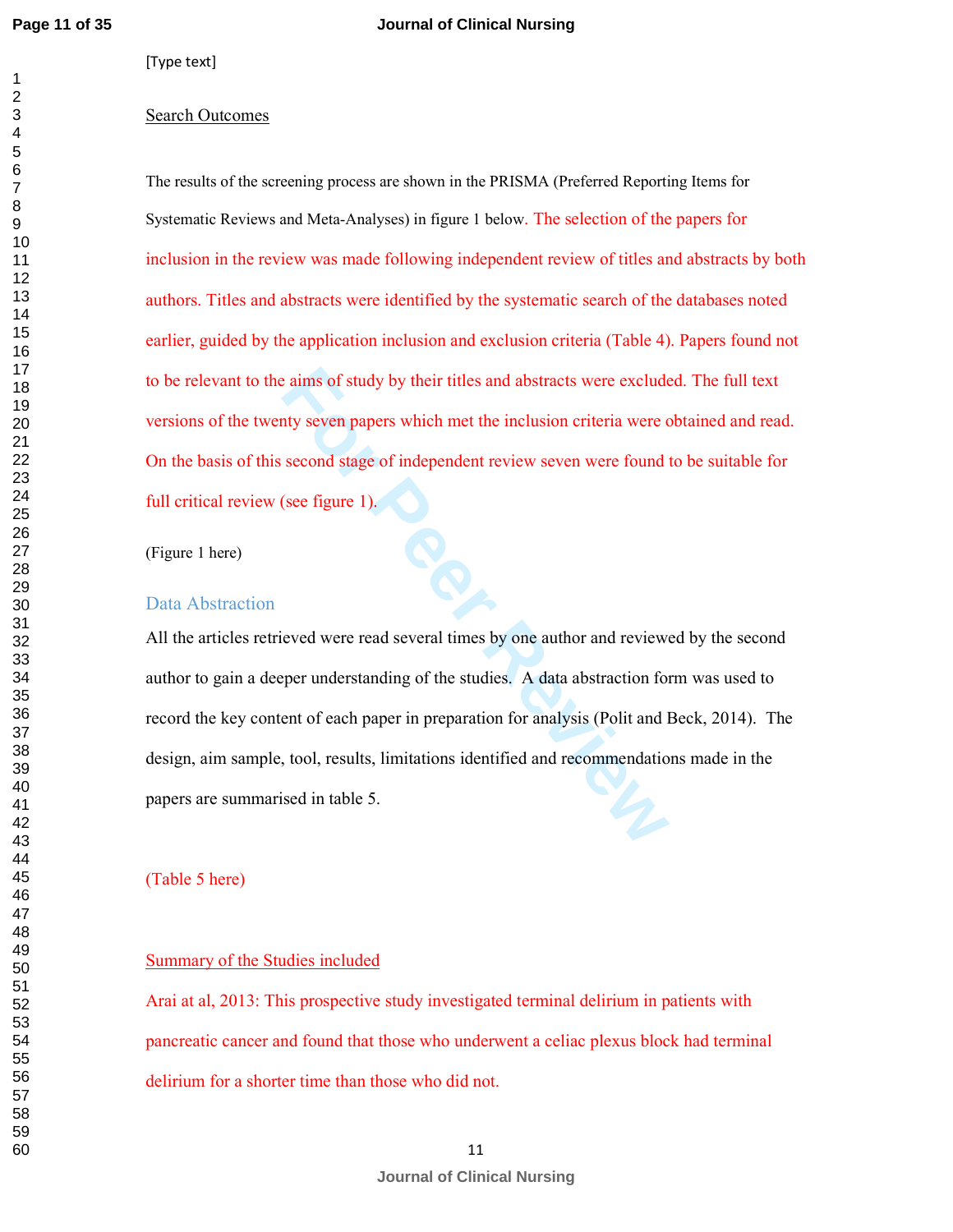[Type text]

Search Outcomes

The results of the screening process are shown in the PRISMA (Preferred Reporting Items for Systematic Reviews and Meta-Analyses) in figure 1 below. The selection of the papers for inclusion in the review was made following independent review of titles and abstracts by both authors. Titles and abstracts were identified by the systematic search of the databases noted earlier, guided by the application inclusion and exclusion criteria (Table 4). Papers found not to be relevant to the aims of study by their titles and abstracts were excluded. The full text versions of the twenty seven papers which met the inclusion criteria were obtained and read. On the basis of this second stage of independent review seven were found to be suitable for full critical review (see figure 1).

(Figure 1 here)

## Data Abstraction

All the articles retrieved were read several times by one author and reviewed by the second author to gain a deeper understanding of the studies. A data abstraction form was used to record the key content of each paper in preparation for analysis (Polit and Beck, 2014). The design, aim sample, tool, results, limitations identified and recommendations made in the papers are summarised in table 5.

(Table 5 here)

Summary of the Studies included

Arai at al, 2013: This prospective study investigated terminal delirium in patients with pancreatic cancer and found that those who underwent a celiac plexus block had terminal delirium for a shorter time than those who did not.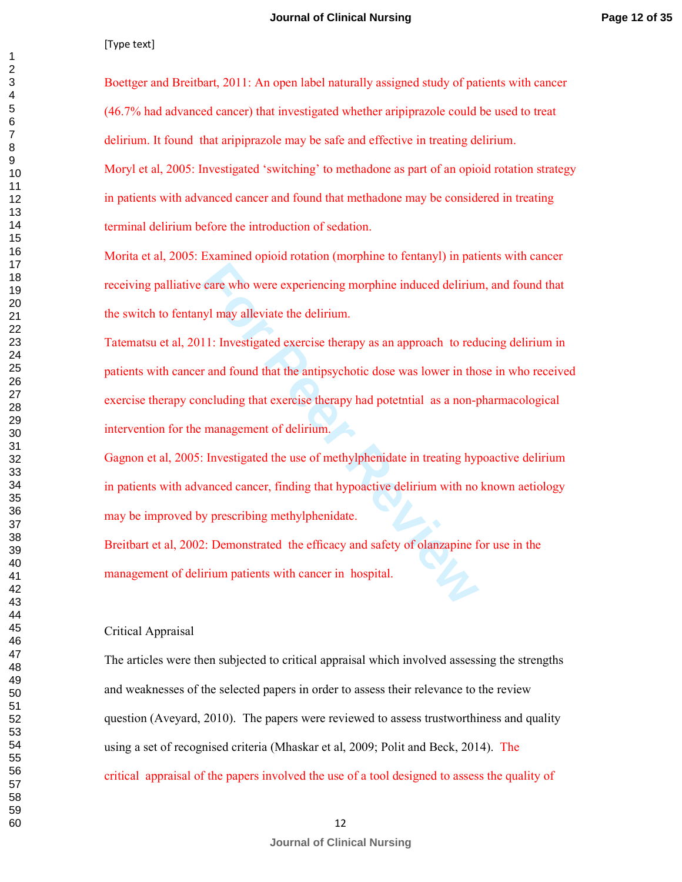[Type text]

Boettger and Breitbart, 2011: An open label naturally assigned study of patients with cancer (46.7% had advanced cancer) that investigated whether aripiprazole could be used to treat delirium. It found that aripiprazole may be safe and effective in treating delirium.

Moryl et al, 2005: Investigated 'switching' to methadone as part of an opioid rotation strategy in patients with advanced cancer and found that methadone may be considered in treating terminal delirium before the introduction of sedation.

Morita et al, 2005: Examined opioid rotation (morphine to fentanyl) in patients with cancer receiving palliative care who were experiencing morphine induced delirium, and found that the switch to fentanyl may alleviate the delirium.

Tatematsu et al, 2011: Investigated exercise therapy as an approach to reducing delirium in patients with cancer and found that the antipsychotic dose was lower in those in who received exercise therapy concluding that exercise therapy had potetntial as a non-pharmacological intervention for the management of delirium.

Gagnon et al, 2005: Investigated the use of methylphenidate in treating hypoactive delirium in patients with advanced cancer, finding that hypoactive delirium with no known aetiology may be improved by prescribing methylphenidate.

Breitbart et al, 2002: Demonstrated the efficacy and safety of olanzapine for use in the management of delirium patients with cancer in hospital.

Critical Appraisal

The articles were then subjected to critical appraisal which involved assessing the strengths and weaknesses of the selected papers in order to assess their relevance to the review question (Aveyard, 2010). The papers were reviewed to assess trustworthiness and quality using a set of recognised criteria (Mhaskar et al, 2009; Polit and Beck, 2014). The critical appraisal of the papers involved the use of a tool designed to assess the quality of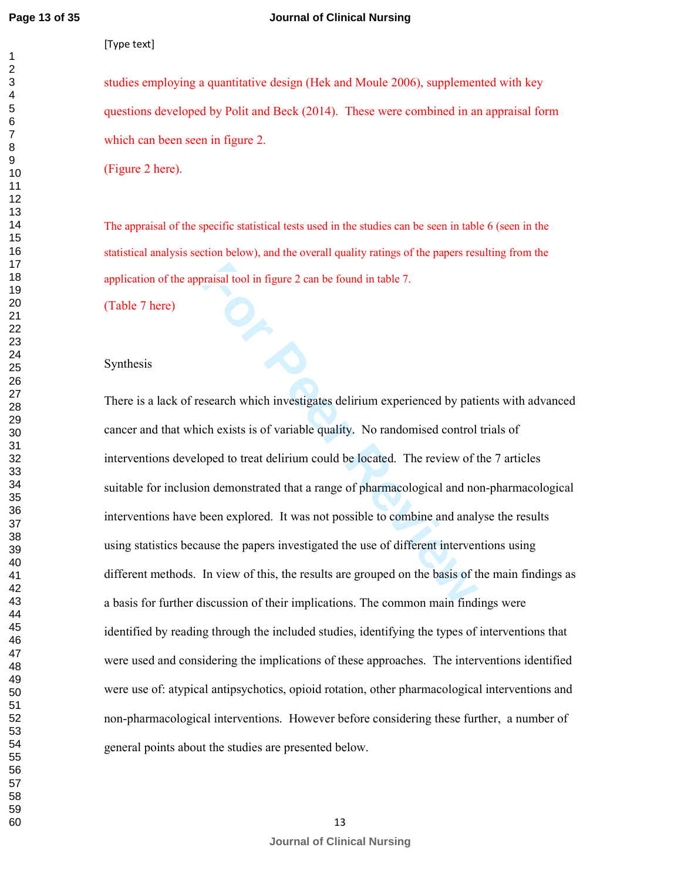studies employing a quantitative design (Hek and Moule 2006), supplemented with key questions developed by Polit and Beck (2014). These were combined in an appraisal form which can been seen in figure 2.

(Figure 2 here).

The appraisal of the specific statistical tests used in the studies can be seen in table 6 (seen in the statistical analysis section below), and the overall quality ratings of the papers resulting from the application of the appraisal tool in figure 2 can be found in table 7.

(Table 7 here)

## Synthesis

There is a lack of research which investigates delirium experienced by patients with advanced cancer and that which exists is of variable quality. No randomised control trials of interventions developed to treat delirium could be located. The review of the 7 articles suitable for inclusion demonstrated that a range of pharmacological and non-pharmacological interventions have been explored. It was not possible to combine and analyse the results using statistics because the papers investigated the use of different interventions using different methods. In view of this, the results are grouped on the basis of the main findings as a basis for further discussion of their implications. The common main findings were identified by reading through the included studies, identifying the types of interventions that were used and considering the implications of these approaches. The interventions identified were use of: atypical antipsychotics, opioid rotation, other pharmacological interventions and non-pharmacological interventions. However before considering these further, a number of general points about the studies are presented below.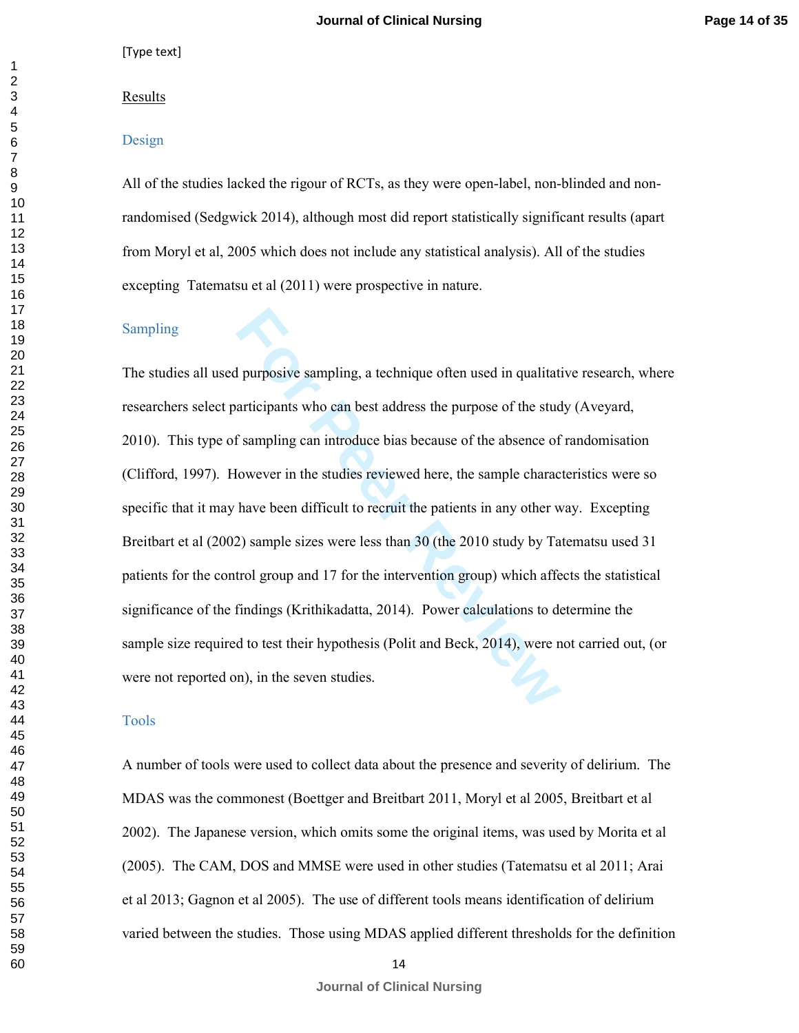[Type text]

## Results

### Design

All of the studies lacked the rigour of RCTs, as they were open-label, non-blinded and non-randomised (Sedgwick 2014), although most did report statistically significant results (apart from Moryl et al, 2005 which does not include any statistical analysis). All of the studies excepting Tatematsu et al (2011) were prospective in nature.

### Sampling

The studies all used purposive sampling, a technique often used in qualitative research, where researchers select participants who can best address the purpose of the study (Aveyard, 2010). This type of sampling can introduce bias because of the absence of randomisation (Clifford, 1997). However in the studies reviewed here, the sample characteristics were so specific that it may have been difficult to recruit the patients in any other way. Excepting Breitbart et al (2002) sample sizes were less than 30 (the 2010 study by Tatematsu used 31 patients for the control group and 17 for the intervention group) which affects the statistical significance of the findings (Krithikadatta, 2014). Power calculations to determine the sample size required to test their hypothesis (Polit and Beck, 2014), were not carried out, (or were not reported on), in the seven studies.

### Tools

A number of tools were used to collect data about the presence and severity of delirium. The MDAS was the commonest (Boettger and Breitbart 2011, Moryl et al 2005, Breitbart et al 2002). The Japanese version, which omits some the original items, was used by Morita et al (2005). The CAM, DOS and MMSE were used in other studies (Tatematsu et al 2011; Arai et al 2013; Gagnon et al 2005). The use of different tools means identification of delirium varied between the studies. Those using MDAS applied different thresholds for the definition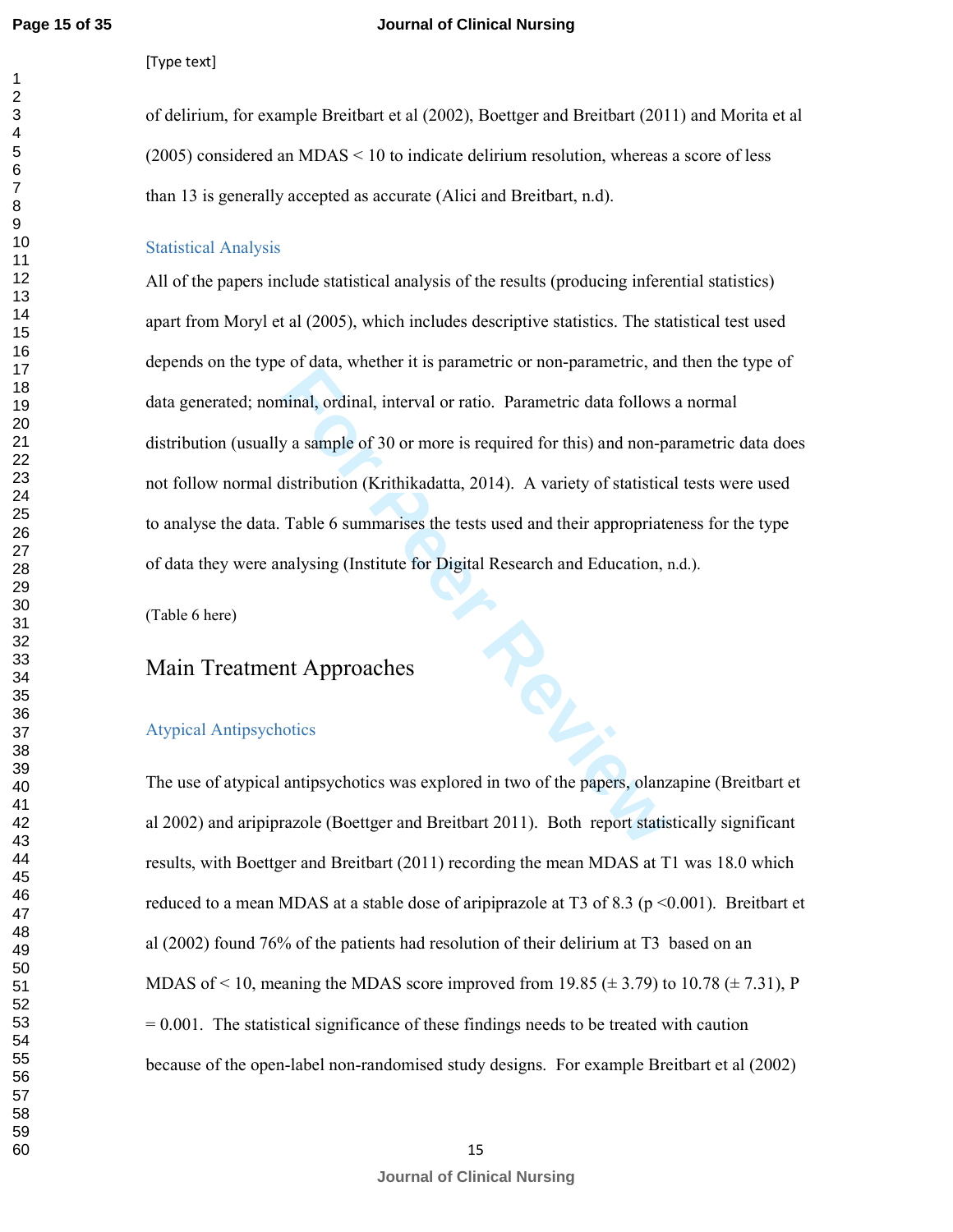of delirium, for example Breitbart et al (2002), Boettger and Breitbart (2011) and Morita et al (2005) considered an MDAS < 10 to indicate delirium resolution, whereas a score of less than 13 is generally accepted as accurate (Alici and Breitbart, n.d).

### Statistical Analysis

All of the papers include statistical analysis of the results (producing inferential statistics) apart from Moryl et al (2005), which includes descriptive statistics. The statistical test used depends on the type of data, whether it is parametric or non-parametric, and then the type of data generated; nominal, ordinal, interval or ratio. Parametric data follows a normal distribution (usually a sample of 30 or more is required for this) and non-parametric data does not follow normal distribution (Krithikadatta, 2014). A variety of statistical tests were used to analyse the data. Table 6 summarises the tests used and their appropriateness for the type of data they were analysing (Institute for Digital Research and Education, n.d.).

(Table 6 here)

## Main Treatment Approaches

### Atypical Antipsychotics

The use of atypical antipsychotics was explored in two of the papers, olanzapine (Breitbart et al 2002) and aripiprazole (Boettger and Breitbart 2011). Both report statistically significant results, with Boettger and Breitbart (2011) recording the mean MDAS at T1 was 18.0 which reduced to a mean MDAS at a stable dose of aripiprazole at T3 of 8.3 ($p < 0.001$). Breitbart et al (2002) found 76% of the patients had resolution of their delirium at T3 based on an MDAS of < 10, meaning the MDAS score improved from 19.85 (± 3.79) to 10.78 (± 7.31), $P = 0.001$. The statistical significance of these findings needs to be treated with caution because of the open-label non-randomised study designs. For example Breitbart et al (2002)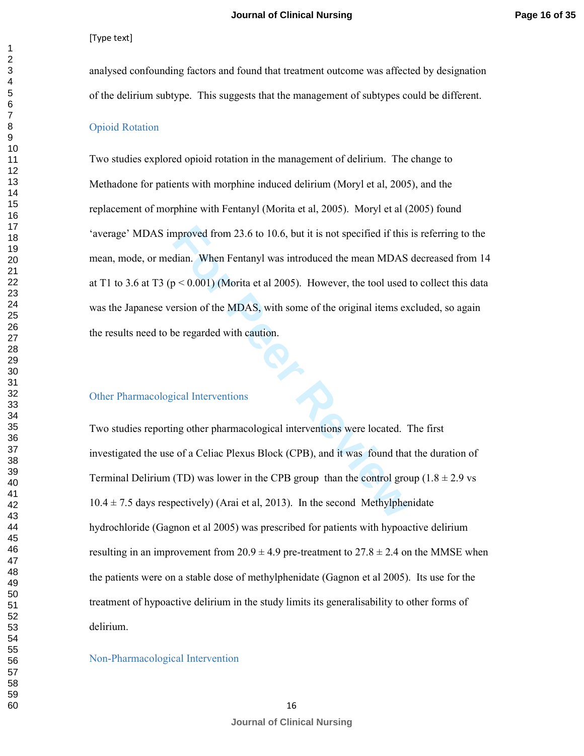analysed confounding factors and found that treatment outcome was affected by designation of the delirium subtype. This suggests that the management of subtypes could be different.

## Opioid Rotation

Two studies explored opioid rotation in the management of delirium. The change to Methadone for patients with morphine induced delirium (Moryl et al, 2005), and the replacement of morphine with Fentanyl (Morita et al, 2005). Moryl et al (2005) found 'average' MDAS improved from 23.6 to 10.6, but it is not specified if this is referring to the mean, mode, or median. When Fentanyl was introduced the mean MDAS decreased from 14 at T1 to 3.6 at T3 ($p < 0.001$) (Morita et al 2005). However, the tool used to collect this data was the Japanese version of the MDAS, with some of the original items excluded, so again the results need to be regarded with caution.

## Other Pharmacological Interventions

Two studies reporting other pharmacological interventions were located. The first investigated the use of a Celiac Plexus Block (CPB), and it was found that the duration of Terminal Delirium (TD) was lower in the CPB group than the control group ($1.8 \pm 2.9$ vs $10.4 \pm 7.5$ days respectively) (Arai et al, 2013). In the second Methylphenidate hydrochloride (Gagnon et al 2005) was prescribed for patients with hypoactive delirium resulting in an improvement from $20.9 \pm 4.9$ pre-treatment to $27.8 \pm 2.4$ on the MMSE when the patients were on a stable dose of methylphenidate (Gagnon et al 2005). Its use for the treatment of hypoactive delirium in the study limits its generalisability to other forms of delirium.

## Non-Pharmacological Intervention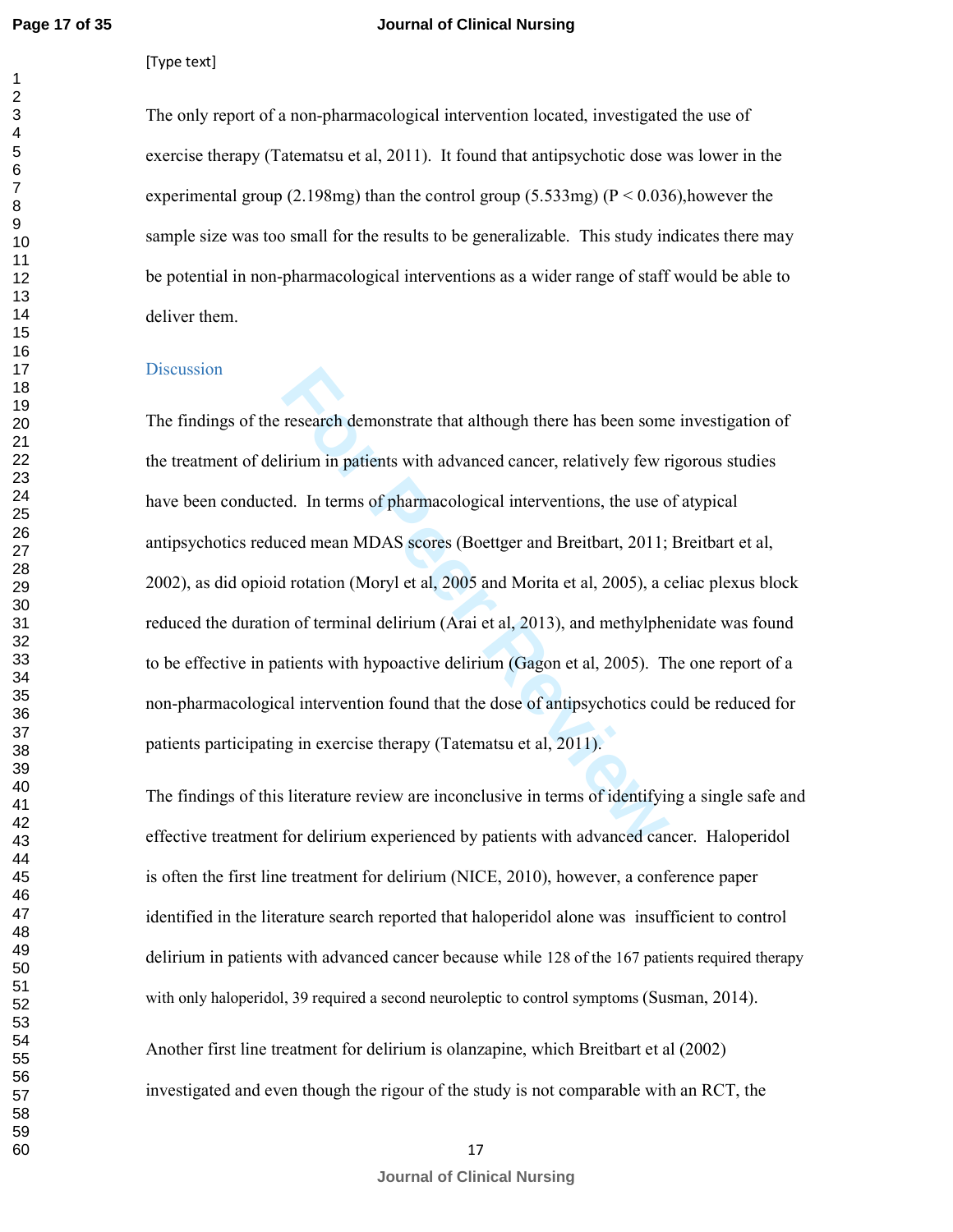[Type text]

The only report of a non-pharmacological intervention located, investigated the use of exercise therapy (Tatematsu et al, 2011). It found that antipsychotic dose was lower in the experimental group (2.198mg) than the control group (5.533mg) ($P < 0.036$),however the sample size was too small for the results to be generalizable. This study indicates there may be potential in non-pharmacological interventions as a wider range of staff would be able to deliver them.

## Discussion

The findings of the research demonstrate that although there has been some investigation of the treatment of delirium in patients with advanced cancer, relatively few rigorous studies have been conducted. In terms of pharmacological interventions, the use of atypical antipsychotics reduced mean MDAS scores (Boettger and Breitbart, 2011; Breitbart et al, 2002), as did opioid rotation (Moryl et al, 2005 and Morita et al, 2005), a celiac plexus block reduced the duration of terminal delirium (Arai et al, 2013), and methylphenidate was found to be effective in patients with hypoactive delirium (Gagon et al, 2005). The one report of a non-pharmacological intervention found that the dose of antipsychotics could be reduced for patients participating in exercise therapy (Tatematsu et al, 2011).

The findings of this literature review are inconclusive in terms of identifying a single safe and effective treatment for delirium experienced by patients with advanced cancer. Haloperidol is often the first line treatment for delirium (NICE, 2010), however, a conference paper identified in the literature search reported that haloperidol alone was insufficient to control delirium in patients with advanced cancer because while 128 of the 167 patients required therapy with only haloperidol, 39 required a second neuroleptic to control symptoms (Susman, 2014).

Another first line treatment for delirium is olanzapine, which Breitbart et al (2002) investigated and even though the rigour of the study is not comparable with an RCT, the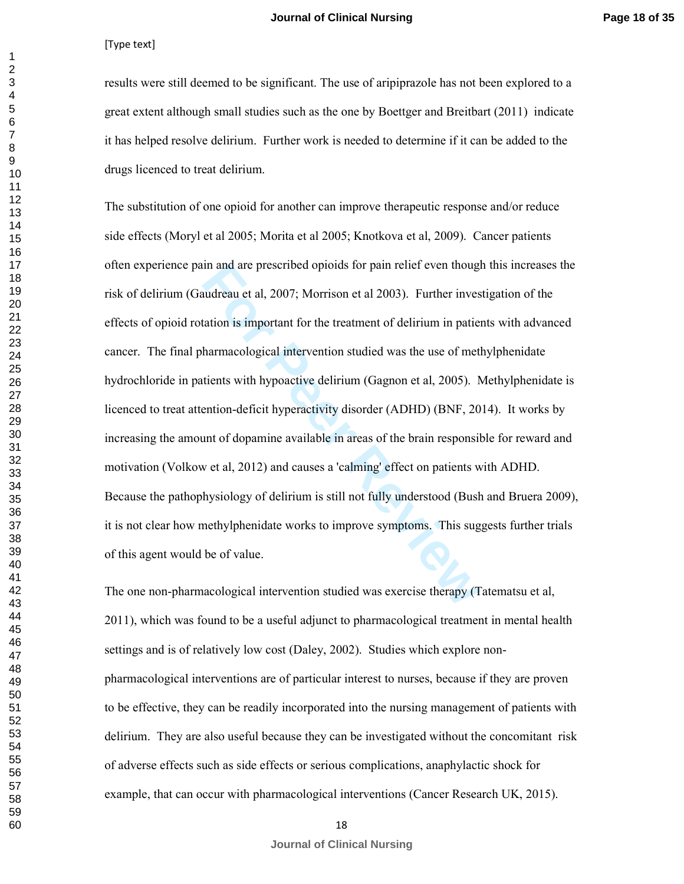results were still deemed to be significant. The use of aripiprazole has not been explored to a great extent although small studies such as the one by Boettger and Breitbart (2011) indicate it has helped resolve delirium. Further work is needed to determine if it can be added to the drugs licenced to treat delirium.

The substitution of one opioid for another can improve therapeutic response and/or reduce side effects (Moryl et al 2005; Morita et al 2005; Knotkova et al, 2009). Cancer patients often experience pain and are prescribed opioids for pain relief even though this increases the risk of delirium (Gaudreau et al, 2007; Morrison et al 2003). Further investigation of the effects of opioid rotation is important for the treatment of delirium in patients with advanced cancer. The final pharmacological intervention studied was the use of methylphenidate hydrochloride in patients with hypoactive delirium (Gagnon et al, 2005). Methylphenidate is licenced to treat attention-deficit hyperactivity disorder (ADHD) (BNF, 2014). It works by increasing the amount of dopamine available in areas of the brain responsible for reward and motivation (Volkow et al, 2012) and causes a 'calming' effect on patients with ADHD. Because the pathophysiology of delirium is still not fully understood (Bush and Bruera 2009), it is not clear how methylphenidate works to improve symptoms. This suggests further trials of this agent would be of value.

The one non-pharmacological intervention studied was exercise therapy (Tatematsu et al, 2011), which was found to be a useful adjunct to pharmacological treatment in mental health settings and is of relatively low cost (Daley, 2002). Studies which explore non-pharmacological interventions are of particular interest to nurses, because if they are proven to be effective, they can be readily incorporated into the nursing management of patients with delirium. They are also useful because they can be investigated without the concomitant risk of adverse effects such as side effects or serious complications, anaphylactic shock for example, that can occur with pharmacological interventions (Cancer Research UK, 2015).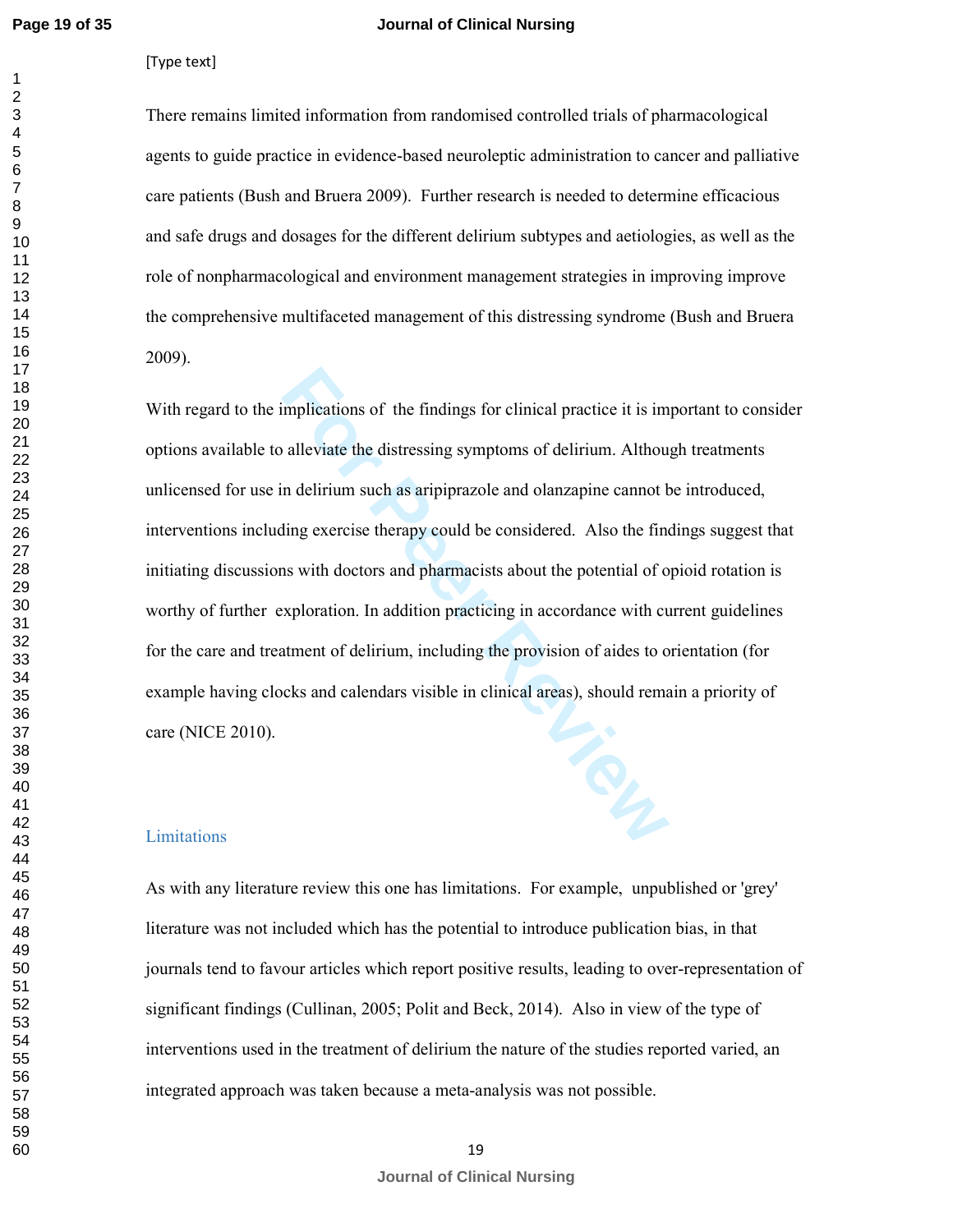[Type text]

There remains limited information from randomised controlled trials of pharmacological agents to guide practice in evidence-based neuroleptic administration to cancer and palliative care patients (Bush and Bruera 2009). Further research is needed to determine efficacious and safe drugs and dosages for the different delirium subtypes and aetiologies, as well as the role of nonpharmacological and environment management strategies in improving improve the comprehensive multifaceted management of this distressing syndrome (Bush and Bruera 2009).

With regard to the implications of the findings for clinical practice it is important to consider options available to alleviate the distressing symptoms of delirium. Although treatments unlicensed for use in delirium such as aripiprazole and olanzapine cannot be introduced, interventions including exercise therapy could be considered. Also the findings suggest that initiating discussions with doctors and pharmacists about the potential of opioid rotation is worthy of further exploration. In addition practicing in accordance with current guidelines for the care and treatment of delirium, including the provision of aides to orientation (for example having clocks and calendars visible in clinical areas), should remain a priority of care (NICE 2010).

## Limitations

As with any literature review this one has limitations. For example, unpublished or 'grey' literature was not included which has the potential to introduce publication bias, in that journals tend to favour articles which report positive results, leading to over-representation of significant findings (Cullinan, 2005; Polit and Beck, 2014). Also in view of the type of interventions used in the treatment of delirium the nature of the studies reported varied, an integrated approach was taken because a meta-analysis was not possible.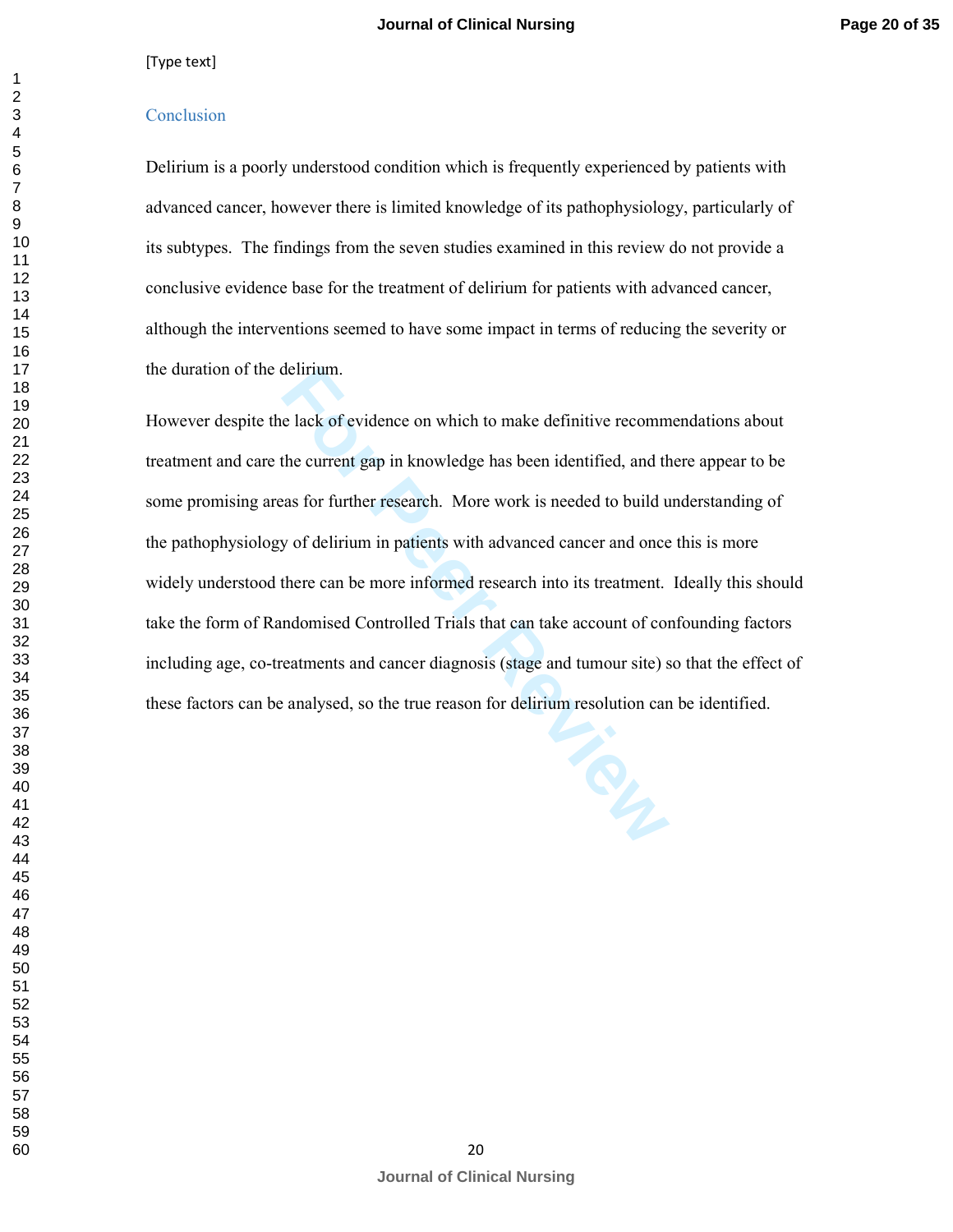## Conclusion

Delirium is a poorly understood condition which is frequently experienced by patients with advanced cancer, however there is limited knowledge of its pathophysiology, particularly of its subtypes. The findings from the seven studies examined in this review do not provide a conclusive evidence base for the treatment of delirium for patients with advanced cancer, although the interventions seemed to have some impact in terms of reducing the severity or the duration of the delirium.

However despite the lack of evidence on which to make definitive recommendations about treatment and care the current gap in knowledge has been identified, and there appear to be some promising areas for further research. More work is needed to build understanding of the pathophysiology of delirium in patients with advanced cancer and once this is more widely understood there can be more informed research into its treatment. Ideally this should take the form of Randomised Controlled Trials that can take account of confounding factors including age, co-treatments and cancer diagnosis (stage and tumour site) so that the effect of these factors can be analysed, so the true reason for delirium resolution can be identified.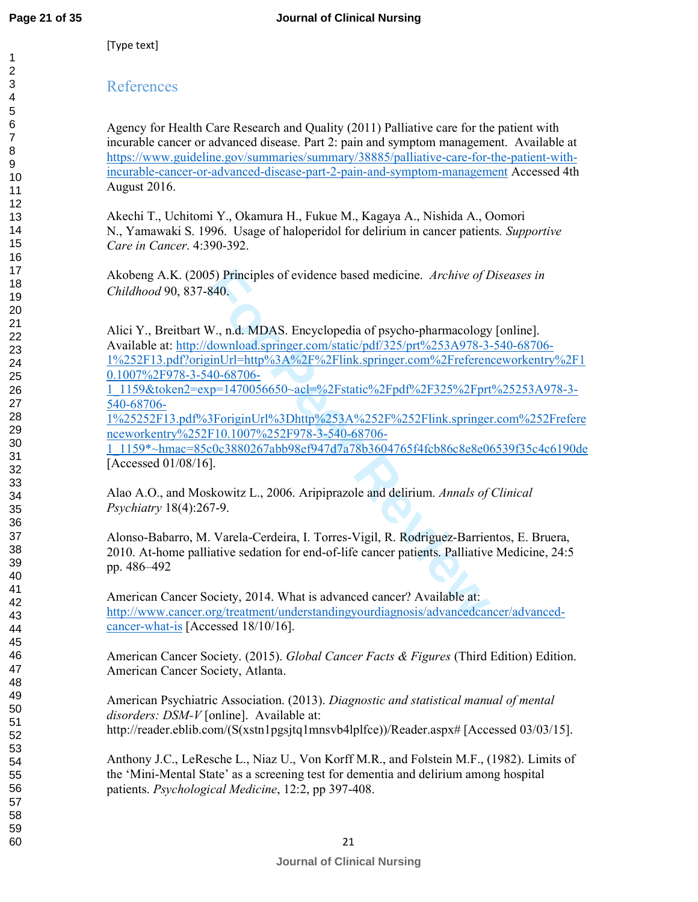[Type text]

## References

Agency for Health Care Research and Quality (2011) Palliative care for the patient with incurable cancer or advanced disease. Part 2: pain and symptom management. Available at https://www.guideline.gov/summaries/summary/38885/palliative-care-for-the-patient-with-incurable-cancer-or-advanced-disease-part-2-pain-and-symptom-management Accessed 4th August 2016.

Akechi T., Uchitomi Y., Okamura H., Fukue M., Kagaya A., Nishida A., Oomori N., Yamawaki S. 1996. Usage of haloperidol for delirium in cancer patients. *Supportive Care in Cancer*. 4:390-392.

Akobeng A.K. (2005) Principles of evidence based medicine. *Archive of Diseases in Childhood* 90, 837-840.

Alici Y., Breitbart W., n.d. MDAS. Encyclopedia of psycho-pharmacology [online]. Available at: http://download.springer.com/static/pdf/325/prt%253A978-3-540-68706-1%252F13.pdf?originUrl=http%3A%2F%2Flink.springer.com%2Freferenceworkentry%2F10.1007%2F978-3-540-68706-1_1159&token2=exp=1470056650~acl=%2Fstatic%2Fpdf%2F325%2Fprt%25253A978-3-540-68706-1%25252F13.pdf%3ForiginUrl%3Dhttp%253A%252F%252Flink.springer.com%252Freferenceworkentry%252F10.1007%252F978-3-540-68706-1_1159*~hmac=85c0c3880267abb98ef947d7a78b3604765f4fcb86c8e8e06539f35c4c6190de [Accessed 01/08/16].

Alao A.O., and Moskowitz L., 2006. Aripiprazole and delirium. *Annals of Clinical Psychiatry* 18(4):267-9.

Alonso-Babarro, M. Varela-Cerdeira, I. Torres-Vigil, R. Rodriguez-Barrientos, E. Bruera, 2010. At-home palliative sedation for end-of-life cancer patients. Palliative Medicine, 24:5 pp. 486–492

American Cancer Society, 2014. What is advanced cancer? Available at: http://www.cancer.org/treatment/understandingyourdiagnosis/advancedcancer/advanced-cancer-what-is [Accessed 18/10/16].

American Cancer Society. (2015). *Global Cancer Facts & Figures* (Third Edition) Edition. American Cancer Society, Atlanta.

American Psychiatric Association. (2013). *Diagnostic and statistical manual of mental disorders: DSM-V* [online]. Available at: http://reader.eblib.com/(S(xstn1pgsjtq1mnsvb4lplfce))/Reader.aspx# [Accessed 03/03/15].

Anthony J.C., LeResche L., Niaz U., Von Korff M.R., and Folstein M.F., (1982). Limits of the 'Mini-Mental State' as a screening test for dementia and delirium among hospital patients. *Psychological Medicine*, 12:2, pp 397-408.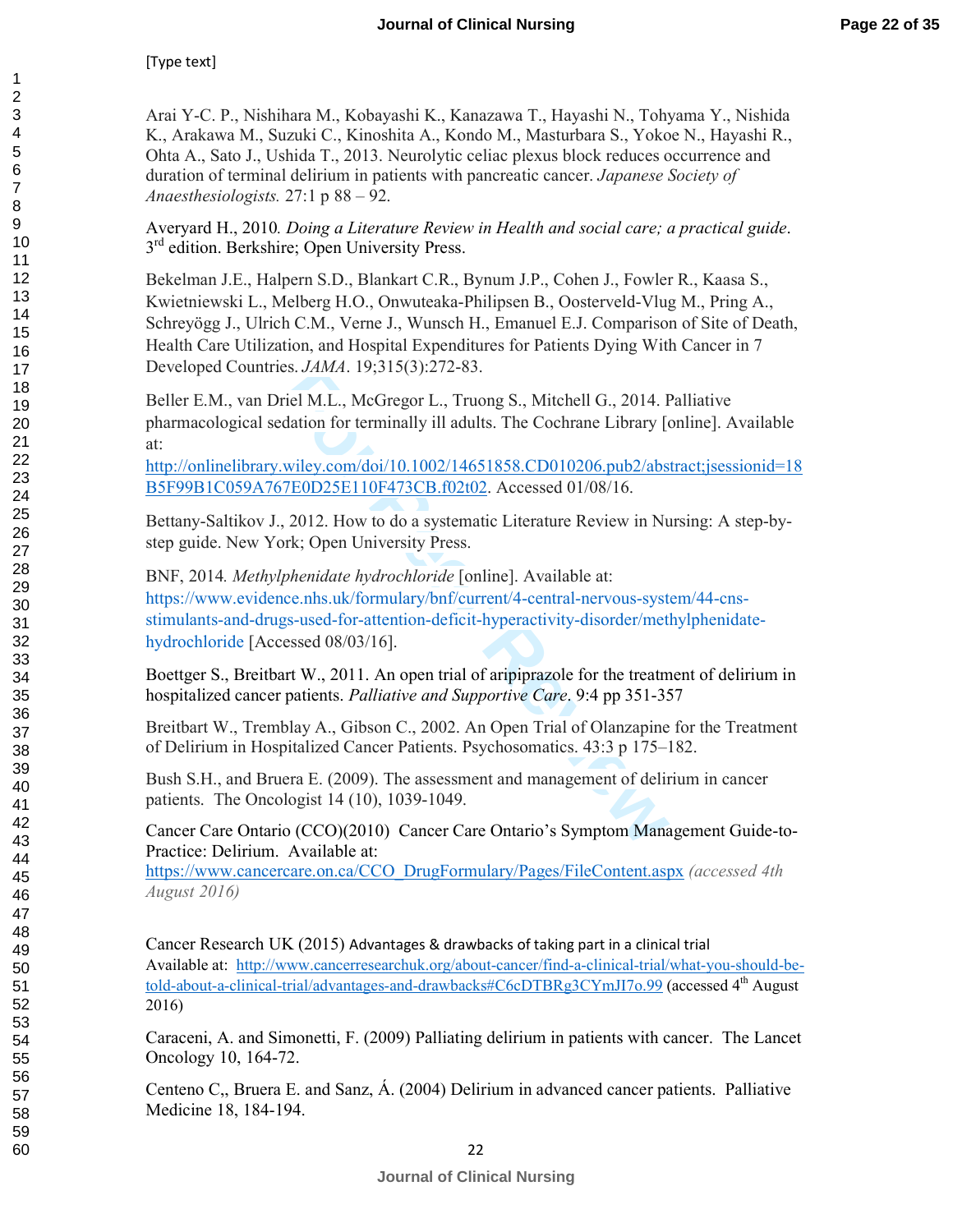[Type text]

Arai Y-C. P., Nishihara M., Kobayashi K., Kanazawa T., Hayashi N., Tohyama Y., Nishida K., Arakawa M., Suzuki C., Kinoshita A., Kondo M., Masturbara S., Yokoe N., Hayashi R., Ohta A., Sato J., Ushida T., 2013. Neurolytic celiac plexus block reduces occurrence and duration of terminal delirium in patients with pancreatic cancer. *Japanese Society of Anaesthesiologists.* 27:1 p 88 – 92.

Averyard H., 2010. *Doing a Literature Review in Health and social care; a practical guide*. 3rd edition. Berkshire; Open University Press.

Bekelman J.E., Halpern S.D., Blankart C.R., Bynum J.P., Cohen J., Fowler R., Kaasa S., Kwietniewski L., Melberg H.O., Onwuteaka-Philipsen B., Oosterveld-Vlug M., Pring A., Schreyögg J., Ulrich C.M., Verne J., Wunsch H., Emanuel E.J. Comparison of Site of Death, Health Care Utilization, and Hospital Expenditures for Patients Dying With Cancer in 7 Developed Countries. *JAMA*. 19;315(3):272-83.

Beller E.M., van Driel M.L., McGregor L., Truong S., Mitchell G., 2014. Palliative pharmacological sedation for terminally ill adults. The Cochrane Library [online]. Available at: http://onlinelibrary.wiley.com/doi/10.1002/14651858.CD010206.pub2/abstract;jsessionid=18B5F99B1C059A767E0D25E110F473CB.f02t02. Accessed 01/08/16.

Bettany-Saltikov J., 2012. How to do a systematic Literature Review in Nursing: A step-by-step guide. New York; Open University Press.

BNF, 2014. *Methylphenidate hydrochloride* [online]. Available at: https://www.evidence.nhs.uk/formulary/bnf/current/4-central-nervous-system/44-cns-stimulants-and-drugs-used-for-attention-deficit-hyperactivity-disorder/methylphenidate-hydrochloride [Accessed 08/03/16].

Boettger S., Breitbart W., 2011. An open trial of aripiprazole for the treatment of delirium in hospitalized cancer patients. *Palliative and Supportive Care*. 9:4 pp 351-357

Breitbart W., Tremblay A., Gibson C., 2002. An Open Trial of Olanzapine for the Treatment of Delirium in Hospitalized Cancer Patients. Psychosomatics. 43:3 p 175–182.

Bush S.H., and Bruera E. (2009). The assessment and management of delirium in cancer patients. The Oncologist 14 (10), 1039-1049.

Cancer Care Ontario (CCO)(2010) Cancer Care Ontario's Symptom Management Guide-to-Practice: Delirium. Available at: https://www.cancercare.on.ca/CCO_DrugFormulary/Pages/FileContent.aspx *(accessed 4th August 2016)*

Cancer Research UK (2015) Advantages & drawbacks of taking part in a clinical trial Available at: http://www.cancerresearchuk.org/about-cancer/find-a-clinical-trial/what-you-should-be-told-about-a-clinical-trial/advantages-and-drawbacks#C6cDTBRg3CYmJI7o.99 (accessed 4th August 2016)

Caraceni, A. and Simonetti, F. (2009) Palliating delirium in patients with cancer. The Lancet Oncology 10, 164-72.

Centeno C,, Bruera E. and Sanz, Á. (2004) Delirium in advanced cancer patients. Palliative Medicine 18, 184-194.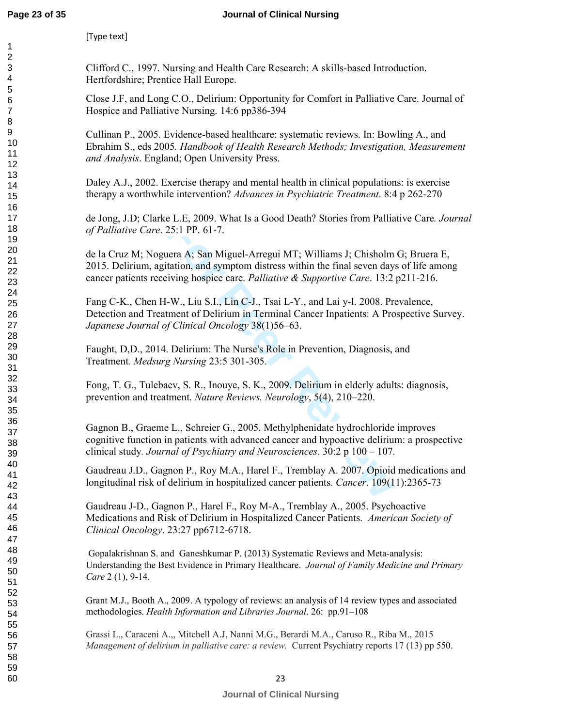[Type text]

Clifford C., 1997. Nursing and Health Care Research: A skills-based Introduction. Hertfordshire; Prentice Hall Europe.

Close J.F, and Long C.O., Delirium: Opportunity for Comfort in Palliative Care. Journal of Hospice and Palliative Nursing. 14:6 pp386-394

Cullinan P., 2005. Evidence-based healthcare: systematic reviews. In: Bowling A., and Ebrahim S., eds 2005. *Handbook of Health Research Methods; Investigation, Measurement and Analysis*. England; Open University Press.

Daley A.J., 2002. Exercise therapy and mental health in clinical populations: is exercise therapy a worthwhile intervention? *Advances in Psychiatric Treatment*. 8:4 p 262-270

de Jong, J.D; Clarke L.E, 2009. What Is a Good Death? Stories from Palliative Care. *Journal of Palliative Care*. 25:1 PP. 61-7.

de la Cruz M; Noguera A; San Miguel-Arregui MT; Williams J; Chisholm G; Bruera E, 2015. Delirium, agitation, and symptom distress within the final seven days of life among cancer patients receiving hospice care. *Palliative & Supportive Care*. 13:2 p211-216.

Fang C-K., Chen H-W., Liu S.I., Lin C-J., Tsai L-Y., and Lai y-l. 2008. Prevalence, Detection and Treatment of Delirium in Terminal Cancer Inpatients: A Prospective Survey. *Japanese Journal of Clinical Oncology* 38(1)56–63.

Faught, D,D., 2014. Delirium: The Nurse's Role in Prevention, Diagnosis, and Treatment. *Medsurg Nursing* 23:5 301-305.

Fong, T. G., Tulebaev, S. R., Inouye, S. K., 2009. Delirium in elderly adults: diagnosis, prevention and treatment. *Nature Reviews. Neurology*, 5(4), 210–220.

Gagnon B., Graeme L., Schreier G., 2005. Methylphenidate hydrochloride improves cognitive function in patients with advanced cancer and hypoactive delirium: a prospective clinical study. *Journal of Psychiatry and Neurosciences*. 30:2 p 100 – 107.

Gaudreau J.D., Gagnon P., Roy M.A., Harel F., Tremblay A. 2007. Opioid medications and longitudinal risk of delirium in hospitalized cancer patients. *Cancer*. 109(11):2365-73

Gaudreau J-D., Gagnon P., Harel F., Roy M-A., Tremblay A., 2005. Psychoactive Medications and Risk of Delirium in Hospitalized Cancer Patients. *American Society of Clinical Oncology*. 23:27 pp6712-6718.

Gopalakrishnan S. and Ganeshkumar P. (2013) Systematic Reviews and Meta-analysis: Understanding the Best Evidence in Primary Healthcare. *Journal of Family Medicine and Primary Care* 2 (1), 9-14.

Grant M.J., Booth A., 2009. A typology of reviews: an analysis of 14 review types and associated methodologies. *Health Information and Libraries Journal*. 26: pp.91–108

Grassi L., Caraceni A.,, Mitchell A.J, Nanni M.G., Berardi M.A., Caruso R., Riba M., 2015 *Management of delirium in palliative care: a review.* Current Psychiatry reports 17 (13) pp 550.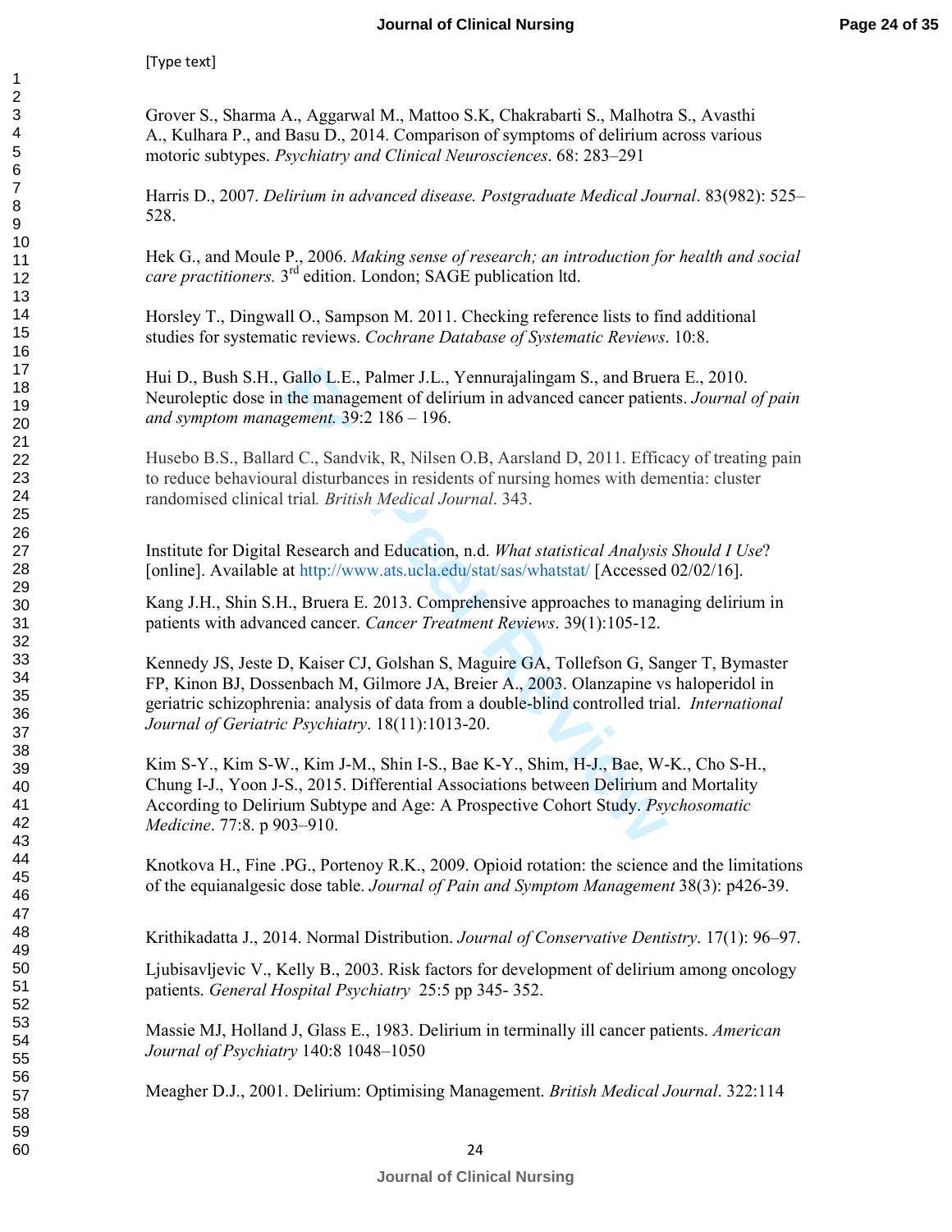[Type text]

Grover S., Sharma A., Aggarwal M., Mattoo S.K, Chakrabarti S., Malhotra S., Avasthi A., Kulhara P., and Basu D., 2014. Comparison of symptoms of delirium across various motoric subtypes. *Psychiatry and Clinical Neurosciences*. 68: 283–291

Harris D., 2007. *Delirium in advanced disease. Postgraduate Medical Journal*. 83(982): 525–528.

Hek G., and Moule P., 2006. *Making sense of research; an introduction for health and social care practitioners.* 3rd edition. London; SAGE publication ltd.

Horsley T., Dingwall O., Sampson M. 2011. Checking reference lists to find additional studies for systematic reviews. *Cochrane Database of Systematic Reviews*. 10:8.

Hui D., Bush S.H., Gallo L.E., Palmer J.L., Yennurajalingam S., and Bruera E., 2010. Neuroleptic dose in the management of delirium in advanced cancer patients. *Journal of pain and symptom management.* 39:2 186 – 196.

Husebo B.S., Ballard C., Sandvik, R, Nilsen O.B, Aarsland D, 2011. Efficacy of treating pain to reduce behavioural disturbances in residents of nursing homes with dementia: cluster randomised clinical trial*. British Medical Journal*. 343.

Institute for Digital Research and Education, n.d. *What statistical Analysis Should I Use*? [online]. Available at http://www.ats.ucla.edu/stat/sas/whatstat/ [Accessed 02/02/16].

Kang J.H., Shin S.H., Bruera E. 2013. Comprehensive approaches to managing delirium in patients with advanced cancer. *Cancer Treatment Reviews*. 39(1):105-12.

Kennedy JS, Jeste D, Kaiser CJ, Golshan S, Maguire GA, Tollefson G, Sanger T, Bymaster FP, Kinon BJ, Dossenbach M, Gilmore JA, Breier A., 2003. Olanzapine vs haloperidol in geriatric schizophrenia: analysis of data from a double-blind controlled trial. *International Journal of Geriatric Psychiatry*. 18(11):1013-20.

Kim S-Y., Kim S-W., Kim J-M., Shin I-S., Bae K-Y., Shim, H-J., Bae, W-K., Cho S-H., Chung I-J., Yoon J-S., 2015. Differential Associations between Delirium and Mortality According to Delirium Subtype and Age: A Prospective Cohort Study. *Psychosomatic Medicine*. 77:8. p 903–910.

Knotkova H., Fine .PG., Portenoy R.K., 2009. Opioid rotation: the science and the limitations of the equianalgesic dose table. *Journal of Pain and Symptom Management* 38(3): p426-39.

Krithikadatta J., 2014. Normal Distribution. *Journal of Conservative Dentistry*. 17(1): 96–97.

Ljubisavljevic V., Kelly B., 2003. Risk factors for development of delirium among oncology patients. *General Hospital Psychiatry* 25:5 pp 345- 352.

Massie MJ, Holland J, Glass E., 1983. Delirium in terminally ill cancer patients. *American Journal of Psychiatry* 140:8 1048–1050

Meagher D.J., 2001. Delirium: Optimising Management. *British Medical Journal*. 322:114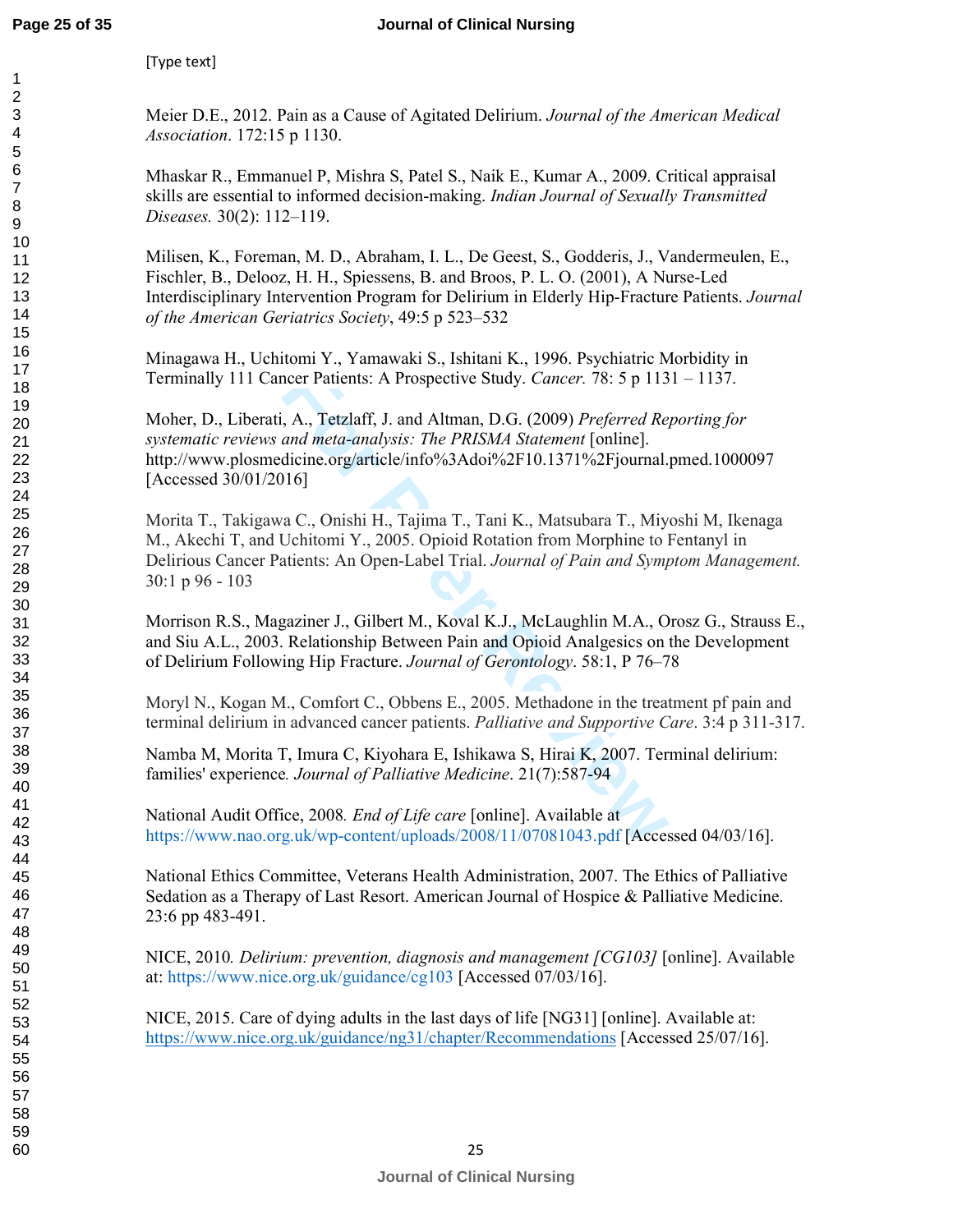[Type text]

Meier D.E., 2012. Pain as a Cause of Agitated Delirium. *Journal of the American Medical Association*. 172:15 p 1130.

Mhaskar R., Emmanuel P, Mishra S, Patel S., Naik E., Kumar A., 2009. Critical appraisal skills are essential to informed decision-making. *Indian Journal of Sexually Transmitted Diseases.* 30(2): 112–119.

Milisen, K., Foreman, M. D., Abraham, I. L., De Geest, S., Godderis, J., Vandermeulen, E., Fischler, B., Delooz, H. H., Spiessens, B. and Broos, P. L. O. (2001), A Nurse-Led Interdisciplinary Intervention Program for Delirium in Elderly Hip-Fracture Patients. *Journal of the American Geriatrics Society*, 49:5 p 523–532

Minagawa H., Uchitomi Y., Yamawaki S., Ishitani K., 1996. Psychiatric Morbidity in Terminally 111 Cancer Patients: A Prospective Study. *Cancer.* 78: 5 p 1131 – 1137.

Moher, D., Liberati, A., Tetzlaff, J. and Altman, D.G. (2009) *Preferred Reporting for systematic reviews and meta-analysis: The PRISMA Statement* [online]. http://www.plosmedicine.org/article/info%3Adoi%2F10.1371%2Fjournal.pmed.1000097 [Accessed 30/01/2016]

Morita T., Takigawa C., Onishi H., Tajima T., Tani K., Matsubara T., Miyoshi M, Ikenaga M., Akechi T, and Uchitomi Y., 2005. Opioid Rotation from Morphine to Fentanyl in Delirious Cancer Patients: An Open-Label Trial. *Journal of Pain and Symptom Management.* 30:1 p 96 - 103

Morrison R.S., Magaziner J., Gilbert M., Koval K.J., McLaughlin M.A., Orosz G., Strauss E., and Siu A.L., 2003. Relationship Between Pain and Opioid Analgesics on the Development of Delirium Following Hip Fracture. *Journal of Gerontology*. 58:1, P 76–78

Moryl N., Kogan M., Comfort C., Obbens E., 2005. Methadone in the treatment pf pain and terminal delirium in advanced cancer patients. *Palliative and Supportive Care*. 3:4 p 311-317.

Namba M, Morita T, Imura C, Kiyohara E, Ishikawa S, Hirai K, 2007. Terminal delirium: families' experience*. Journal of Palliative Medicine*. 21(7):587-94

National Audit Office, 2008*. End of Life care* [online]. Available at https://www.nao.org.uk/wp-content/uploads/2008/11/07081043.pdf [Accessed 04/03/16].

National Ethics Committee, Veterans Health Administration, 2007. The Ethics of Palliative Sedation as a Therapy of Last Resort. American Journal of Hospice & Palliative Medicine. 23:6 pp 483-491.

NICE, 2010*. Delirium: prevention, diagnosis and management [CG103]* [online]. Available at: https://www.nice.org.uk/guidance/cg103 [Accessed 07/03/16].

NICE, 2015. Care of dying adults in the last days of life [NG31] [online]. Available at: https://www.nice.org.uk/guidance/ng31/chapter/Recommendations [Accessed 25/07/16].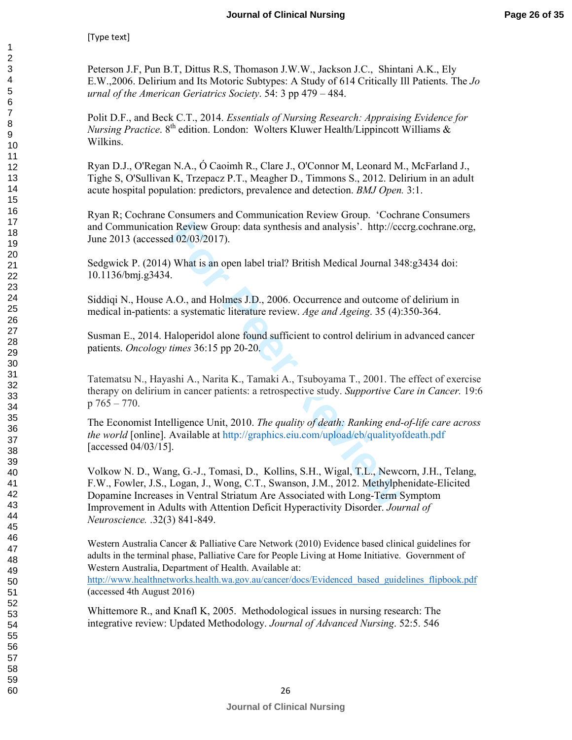[Type text]

Peterson J.F, Pun B.T, Dittus R.S, Thomason J.W.W., Jackson J.C., Shintani A.K., Ely E.W.,2006. Delirium and Its Motoric Subtypes: A Study of 614 Critically Ill Patients. The *Journal of the American Geriatrics Society*. 54: 3 pp 479 – 484.

Polit D.F., and Beck C.T., 2014. *Essentials of Nursing Research: Appraising Evidence for Nursing Practice*. 8th edition. London: Wolters Kluwer Health/Lippincott Williams & Wilkins.

Ryan D.J., O'Regan N.A., Ó Caoimh R., Clare J., O'Connor M, Leonard M., McFarland J., Tighe S, O'Sullivan K, Trzepacz P.T., Meagher D., Timmons S., 2012. Delirium in an adult acute hospital population: predictors, prevalence and detection. *BMJ Open.* 3:1.

Ryan R; Cochrane Consumers and Communication Review Group. 'Cochrane Consumers and Communication Review Group: data synthesis and analysis'. http://cccrg.cochrane.org, June 2013 (accessed 02/03/2017).

Sedgwick P. (2014) What is an open label trial? British Medical Journal 348:g3434 doi: 10.1136/bmj.g3434.

Siddiqi N., House A.O., and Holmes J.D., 2006. Occurrence and outcome of delirium in medical in-patients: a systematic literature review. *Age and Ageing*. 35 (4):350-364.

Susman E., 2014. Haloperidol alone found sufficient to control delirium in advanced cancer patients. *Oncology times* 36:15 pp 20-20.

Tatematsu N., Hayashi A., Narita K., Tamaki A., Tsuboyama T., 2001. The effect of exercise therapy on delirium in cancer patients: a retrospective study. *Supportive Care in Cancer.* 19:6 p 765 – 770.

The Economist Intelligence Unit, 2010. *The quality of death: Ranking end-of-life care across the world* [online]. Available at http://graphics.eiu.com/upload/eb/qualityofdeath.pdf [accessed 04/03/15].

Volkow N. D., Wang, G.-J., Tomasi, D., Kollins, S.H., Wigal, T.L., Newcorn, J.H., Telang, F.W., Fowler, J.S., Logan, J., Wong, C.T., Swanson, J.M., 2012. Methylphenidate-Elicited Dopamine Increases in Ventral Striatum Are Associated with Long-Term Symptom Improvement in Adults with Attention Deficit Hyperactivity Disorder. *Journal of Neuroscience.* .32(3) 841-849.

Western Australia Cancer & Palliative Care Network (2010) Evidence based clinical guidelines for adults in the terminal phase, Palliative Care for People Living at Home Initiative. Government of Western Australia, Department of Health. Available at: http://www.healthnetworks.health.wa.gov.au/cancer/docs/Evidenced_based_guidelines_flipbook.pdf (accessed 4th August 2016)

Whittemore R., and Knafl K, 2005. Methodological issues in nursing research: The integrative review: Updated Methodology. *Journal of Advanced Nursing*. 52:5. 546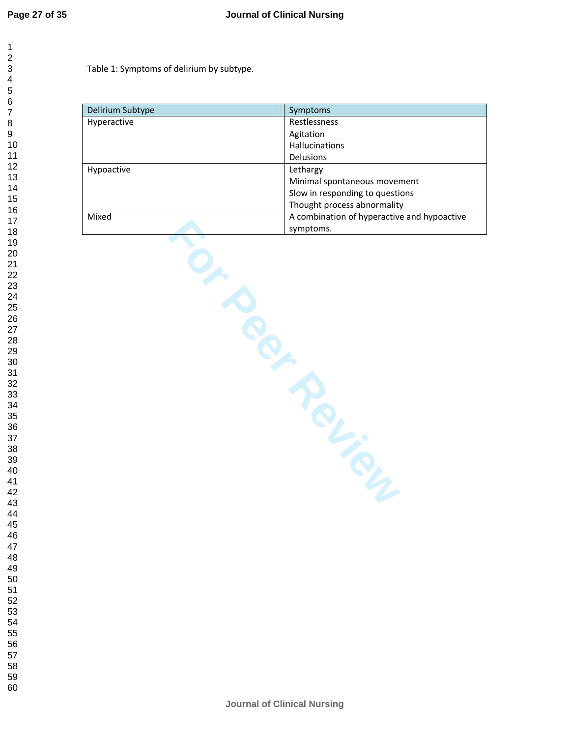Table 1: Symptoms of delirium by subtype.

| Delirium Subtype | Symptoms |
|---|---|
| Hyperactive | Restlessness<br>Agitation<br>Hallucinations<br>Delusions |
| Hypoactive | Lethargy<br>Minimal spontaneous movement<br>Slow in responding to questions<br>Thought process abnormality |
| Mixed | A combination of hyperactive and hypoactive symptoms. |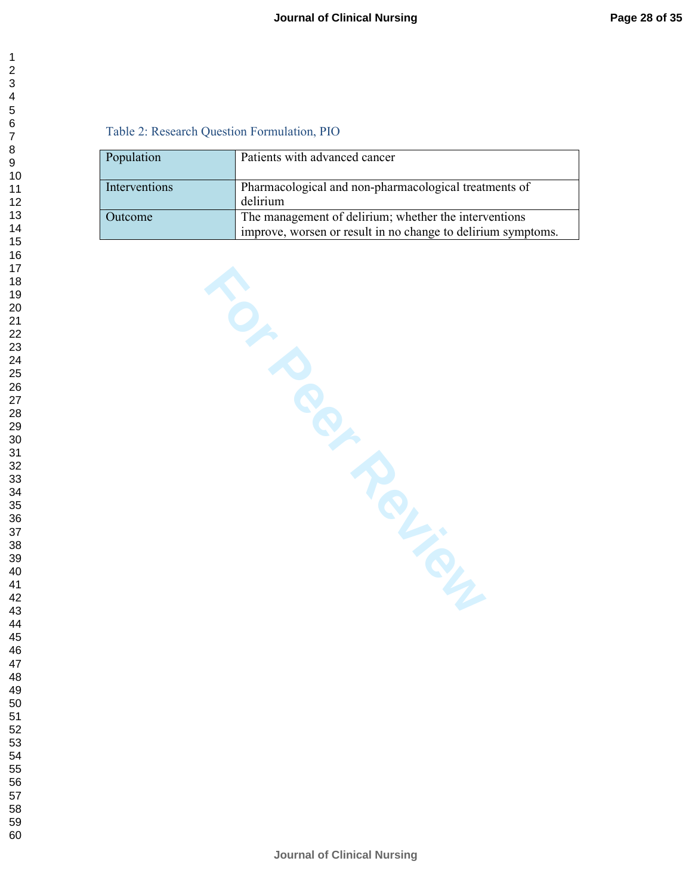Table 2: Research Question Formulation, PIO

| Population | Patients with advanced cancer |
| --- | --- |
| Interventions | Pharmacological and non-pharmacological treatments of delirium |
| Outcome | The management of delirium; whether the interventions improve, worsen or result in no change to delirium symptoms. |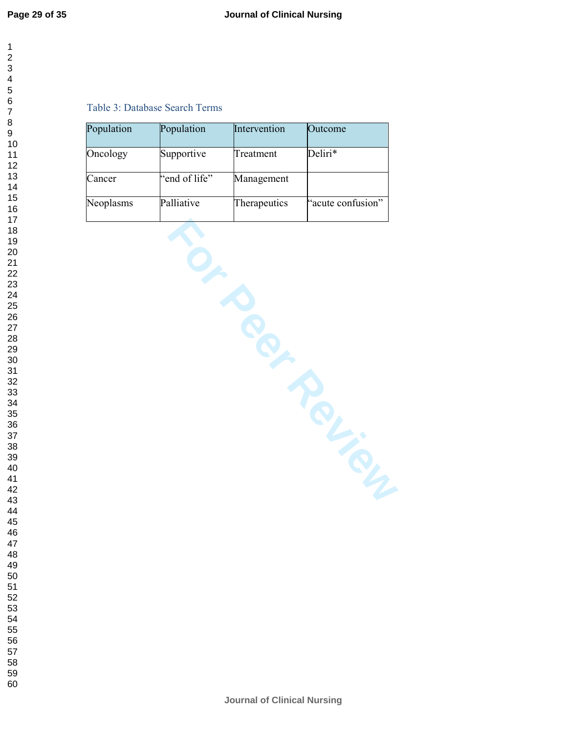Table 3: Database Search Terms

| Population | Population | Intervention | Outcome |
|---|---|---|---|
| Oncology | Supportive | Treatment | Deliri* |
| Cancer | "end of life" | Management | |
| Neoplasms | Palliative | Therapeutics | "acute confusion" |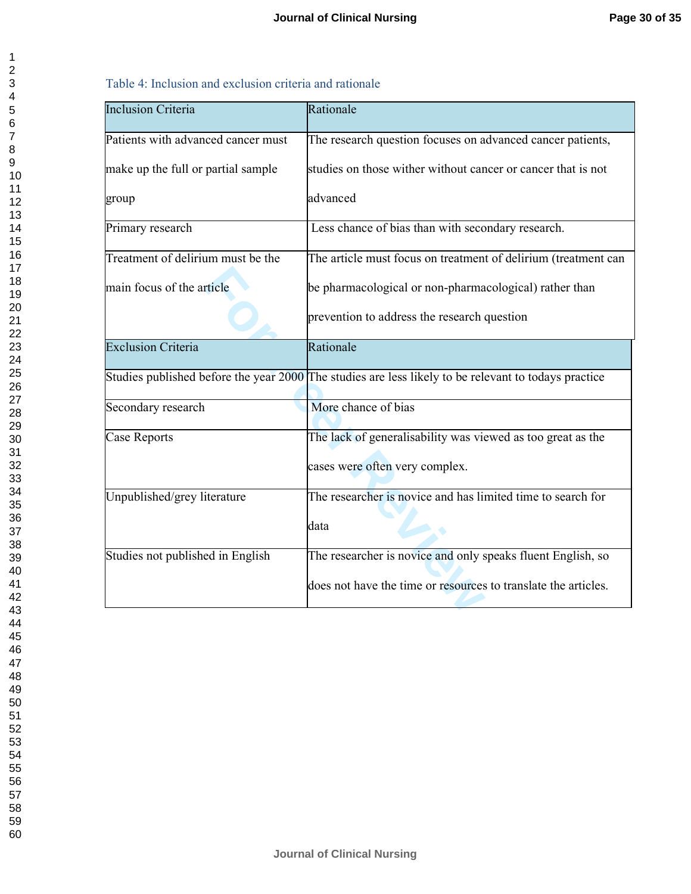Table 4: Inclusion and exclusion criteria and rationale

| Inclusion Criteria | Rationale |
|---|---|
| Patients with advanced cancer must make up the full or partial sample group | The research question focuses on advanced cancer patients, studies on those wither without cancer or cancer that is not advanced |
| Primary research | Less chance of bias than with secondary research. |
| Treatment of delirium must be the main focus of the article | The article must focus on treatment of delirium (treatment can be pharmacological or non-pharmacological) rather than prevention to address the research question |
| **Exclusion Criteria** | **Rationale** |
| Studies published before the year 2000 | The studies are less likely to be relevant to todays practice |
| Secondary research | More chance of bias |
| Case Reports | The lack of generalisability was viewed as too great as the cases were often very complex. |
| Unpublished/grey literature | The researcher is novice and has limited time to search for data |
| Studies not published in English | The researcher is novice and only speaks fluent English, so does not have the time or resources to translate the articles. |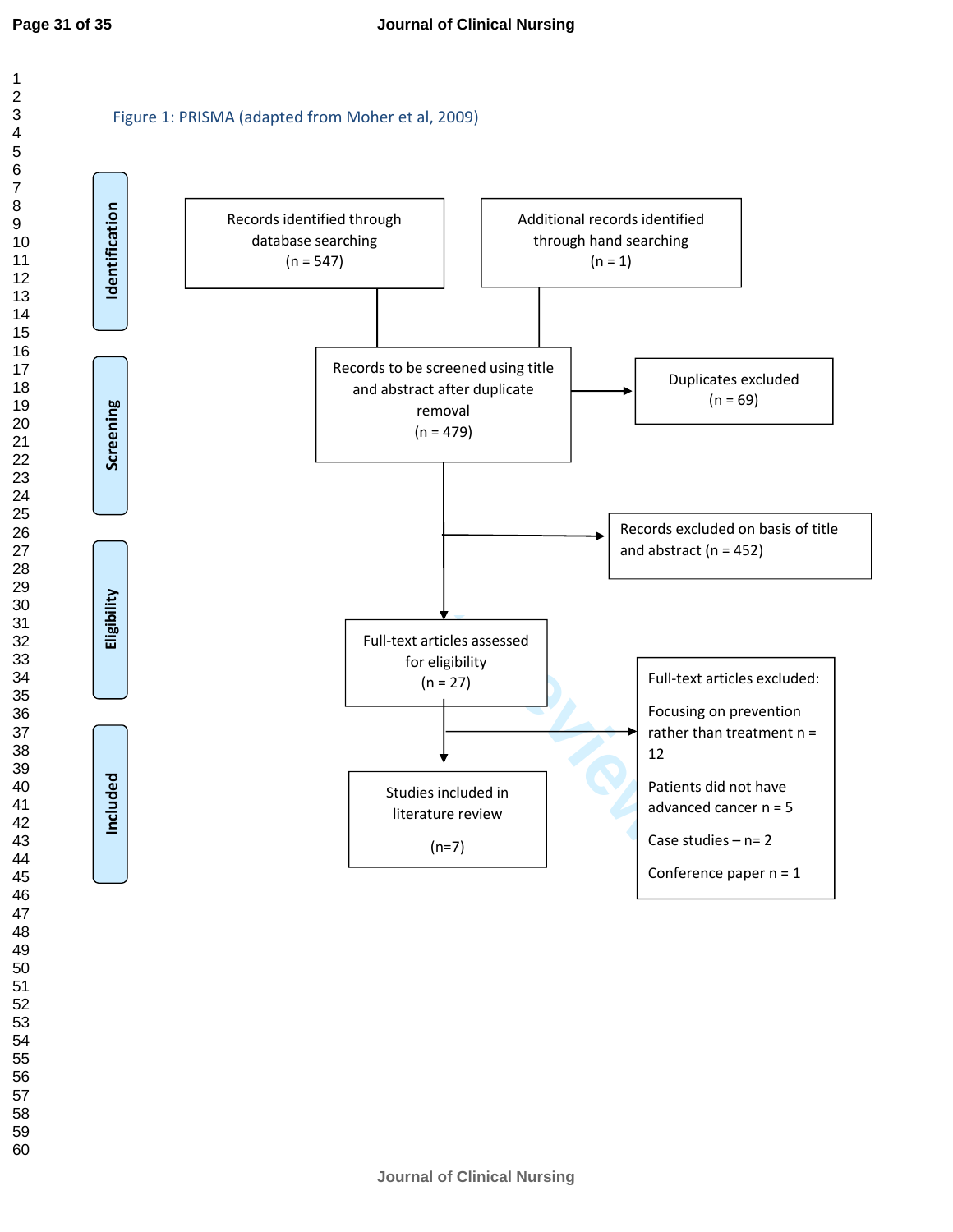Figure 1: PRISMA (adapted from Moher et al, 2009)

**Identification**

Records identified through database searching (n = 547)

Additional records identified through hand searching (n = 1)

**Screening**

Records to be screened using title and abstract after duplicate removal (n = 479)

Duplicates excluded (n = 69)

Records excluded on basis of title and abstract (n = 452)

**Eligibility**

Full-text articles assessed for eligibility (n = 27)

Full-text articles excluded:

Focusing on prevention rather than treatment n = 12

Patients did not have advanced cancer n = 5

Case studies – n= 2

Conference paper n = 1

**Included**

Studies included in literature review (n=7)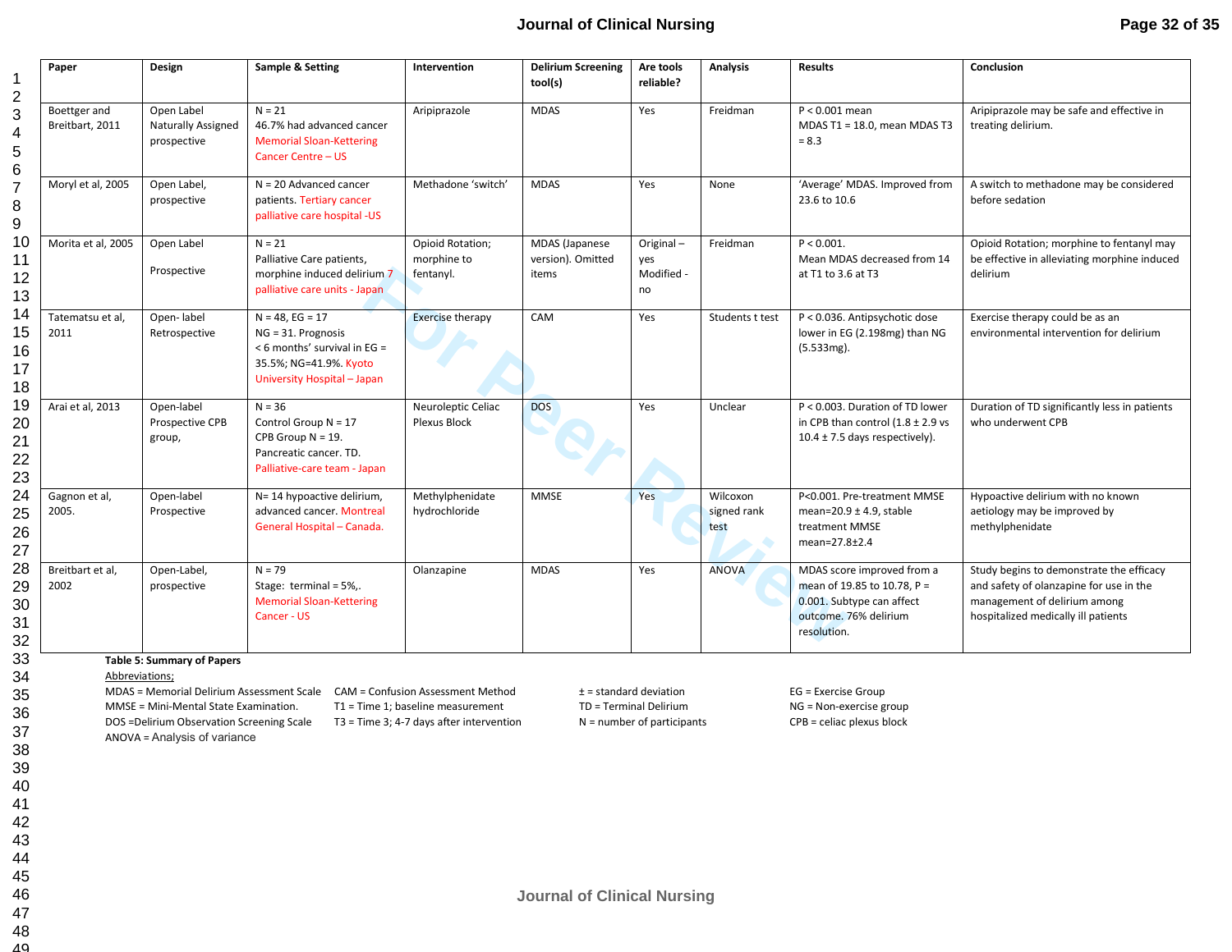| Paper | Design | Sample & Setting | Intervention | Delirium Screening tool(s) | Are tools reliable? | Analysis | Results | Conclusion |
|---|---|---|---|---|---|---|---|---|
| Boettger and Breitbart, 2011 | Open Label Naturally Assigned prospective | N = 21<br>46.7% had advanced cancer Memorial Sloan-Kettering Cancer Centre – US | Aripiprazole | MDAS | Yes | Freidman | P < 0.001 mean MDAS T1 = 18.0, mean MDAS T3 = 8.3 | Aripiprazole may be safe and effective in treating delirium. |
| Moryl et al, 2005 | Open Label, prospective | N = 20 Advanced cancer patients. Tertiary cancer palliative care hospital -US | Methadone 'switch' | MDAS | Yes | None | 'Average' MDAS. Improved from 23.6 to 10.6 | A switch to methadone may be considered before sedation |
| Morita et al, 2005 | Open Label<br><br>Prospective | N = 21<br>Palliative Care patients, morphine induced delirium 7 palliative care units - Japan | Opioid Rotation; morphine to fentanyl. | MDAS (Japanese version). Omitted items | Original – yes<br>Modified - no | Freidman | P < 0.001.<br>Mean MDAS decreased from 14 at T1 to 3.6 at T3 | Opioid Rotation; morphine to fentanyl may be effective in alleviating morphine induced delirium |
| Tatematsu et al, 2011 | Open- label Retrospective | N = 48, EG = 17<br>NG = 31. Prognosis < 6 months' survival in EG = 35.5%; NG=41.9%. Kyoto University Hospital – Japan | Exercise therapy | CAM | Yes | Students t test | P < 0.036. Antipsychotic dose lower in EG (2.198mg) than NG (5.533mg). | Exercise therapy could be as an environmental intervention for delirium |
| Arai et al, 2013 | Open-label Prospective CPB group, | N = 36<br>Control Group N = 17<br>CPB Group N = 19.<br>Pancreatic cancer. TD.<br>Palliative-care team - Japan | Neuroleptic Celiac Plexus Block | DOS | Yes | Unclear | P < 0.003. Duration of TD lower in CPB than control (1.8 ± 2.9 vs 10.4 ± 7.5 days respectively). | Duration of TD significantly less in patients who underwent CPB |
| Gagnon et al, 2005. | Open-label Prospective | N= 14 hypoactive delirium, advanced cancer. Montreal General Hospital – Canada. | Methylphenidate hydrochloride | MMSE | Yes | Wilcoxon signed rank test | P<0.001. Pre-treatment MMSE mean=20.9 ± 4.9, stable treatment MMSE mean=27.8±2.4 | Hypoactive delirium with no known aetiology may be improved by methylphenidate |
| Breitbart et al, 2002 | Open-Label, prospective | N = 79<br>Stage: terminal = 5%,.<br>Memorial Sloan-Kettering Cancer - US | Olanzapine | MDAS | Yes | ANOVA | MDAS score improved from a mean of 19.85 to 10.78, P = 0.001. Subtype can affect outcome. 76% delirium resolution. | Study begins to demonstrate the efficacy and safety of olanzapine for use in the management of delirium among hospitalized medically ill patients |

**Table 5: Summary of Papers**

Abbreviations;

MDAS = Memorial Delirium Assessment Scale
MMSE = Mini-Mental State Examination.
DOS =Delirium Observation Screening Scale
ANOVA = Analysis of variance
CAM = Confusion Assessment Method
T1 = Time 1; baseline measurement
T3 = Time 3; 4-7 days after intervention
± = standard deviation
TD = Terminal Delirium
N = number of participants
EG = Exercise Group
NG = Non-exercise group
CPB = celiac plexus block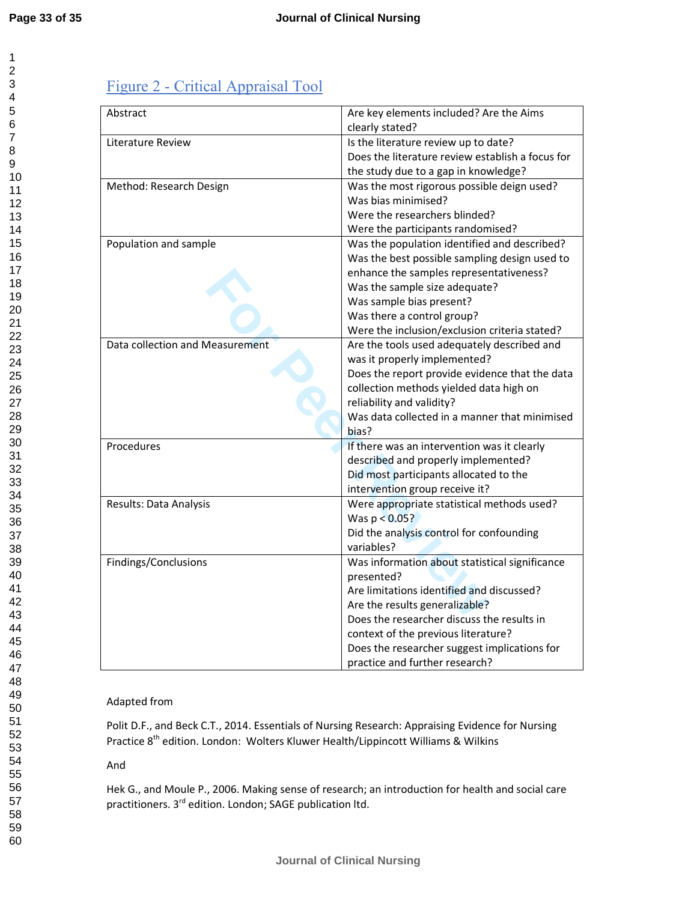## Figure 2 - Critical Appraisal Tool

| | |
|---|---|
| Abstract | Are key elements included? Are the Aims clearly stated? |
| Literature Review | Is the literature review up to date?<br>Does the literature review establish a focus for the study due to a gap in knowledge? |
| Method: Research Design | Was the most rigorous possible deign used?<br>Was bias minimised?<br>Were the researchers blinded?<br>Were the participants randomised? |
| Population and sample | Was the population identified and described?<br>Was the best possible sampling design used to enhance the samples representativeness?<br>Was the sample size adequate?<br>Was sample bias present?<br>Was there a control group?<br>Were the inclusion/exclusion criteria stated? |
| Data collection and Measurement | Are the tools used adequately described and was it properly implemented?<br>Does the report provide evidence that the data collection methods yielded data high on reliability and validity?<br>Was data collected in a manner that minimised bias? |
| Procedures | If there was an intervention was it clearly described and properly implemented?<br>Did most participants allocated to the intervention group receive it? |
| Results: Data Analysis | Were appropriate statistical methods used?<br>Was $p < 0.05$?<br>Did the analysis control for confounding variables? |
| Findings/Conclusions | Was information about statistical significance presented?<br>Are limitations identified and discussed?<br>Are the results generalizable?<br>Does the researcher discuss the results in context of the previous literature?<br>Does the researcher suggest implications for practice and further research? |

Adapted from

Polit D.F., and Beck C.T., 2014. Essentials of Nursing Research: Appraising Evidence for Nursing Practice 8th edition. London: Wolters Kluwer Health/Lippincott Williams & Wilkins

And

Hek G., and Moule P., 2006. Making sense of research; an introduction for health and social care practitioners. 3rd edition. London; SAGE publication ltd.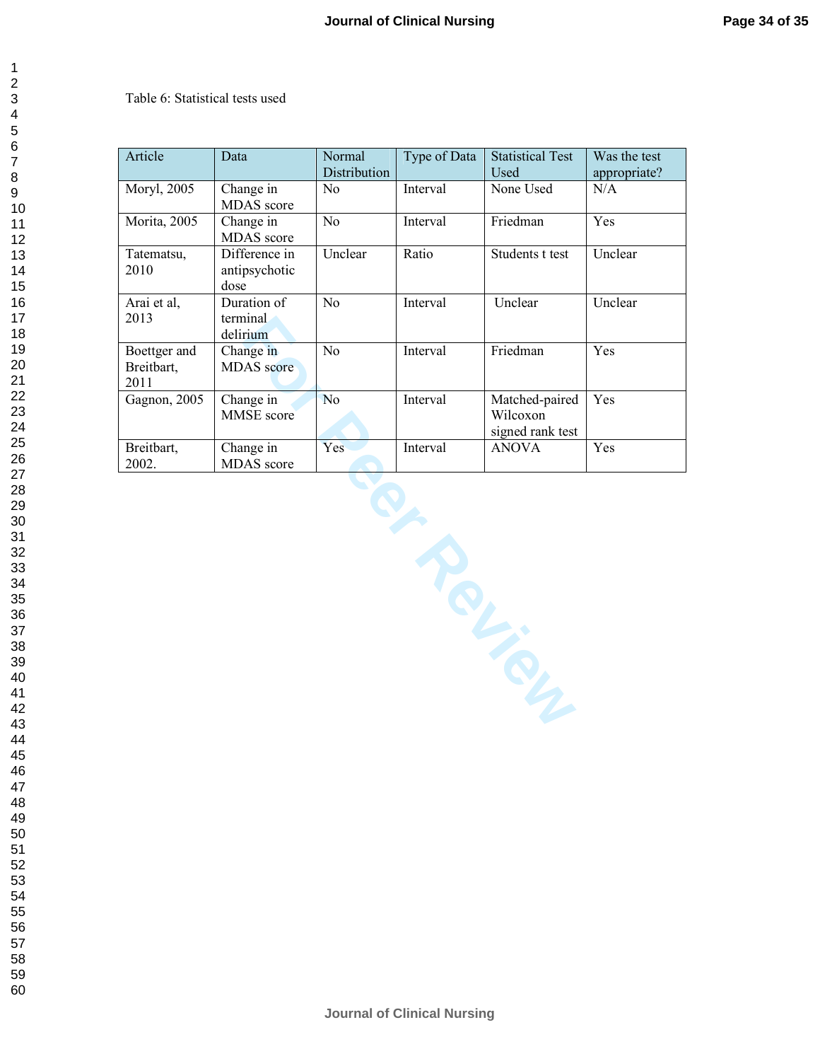Table 6: Statistical tests used

| Article | Data | Normal Distribution | Type of Data | Statistical Test Used | Was the test appropriate? |
|---|---|---|---|---|---|
| Moryl, 2005 | Change in MDAS score | No | Interval | None Used | N/A |
| Morita, 2005 | Change in MDAS score | No | Interval | Friedman | Yes |
| Tatematsu, 2010 | Difference in antipsychotic dose | Unclear | Ratio | Students t test | Unclear |
| Arai et al, 2013 | Duration of terminal delirium | No | Interval | Unclear | Unclear |
| Boettger and Breitbart, 2011 | Change in MDAS score | No | Interval | Friedman | Yes |
| Gagnon, 2005 | Change in MMSE score | No | Interval | Matched-paired Wilcoxon signed rank test | Yes |
| Breitbart, 2002. | Change in MDAS score | Yes | Interval | ANOVA | Yes |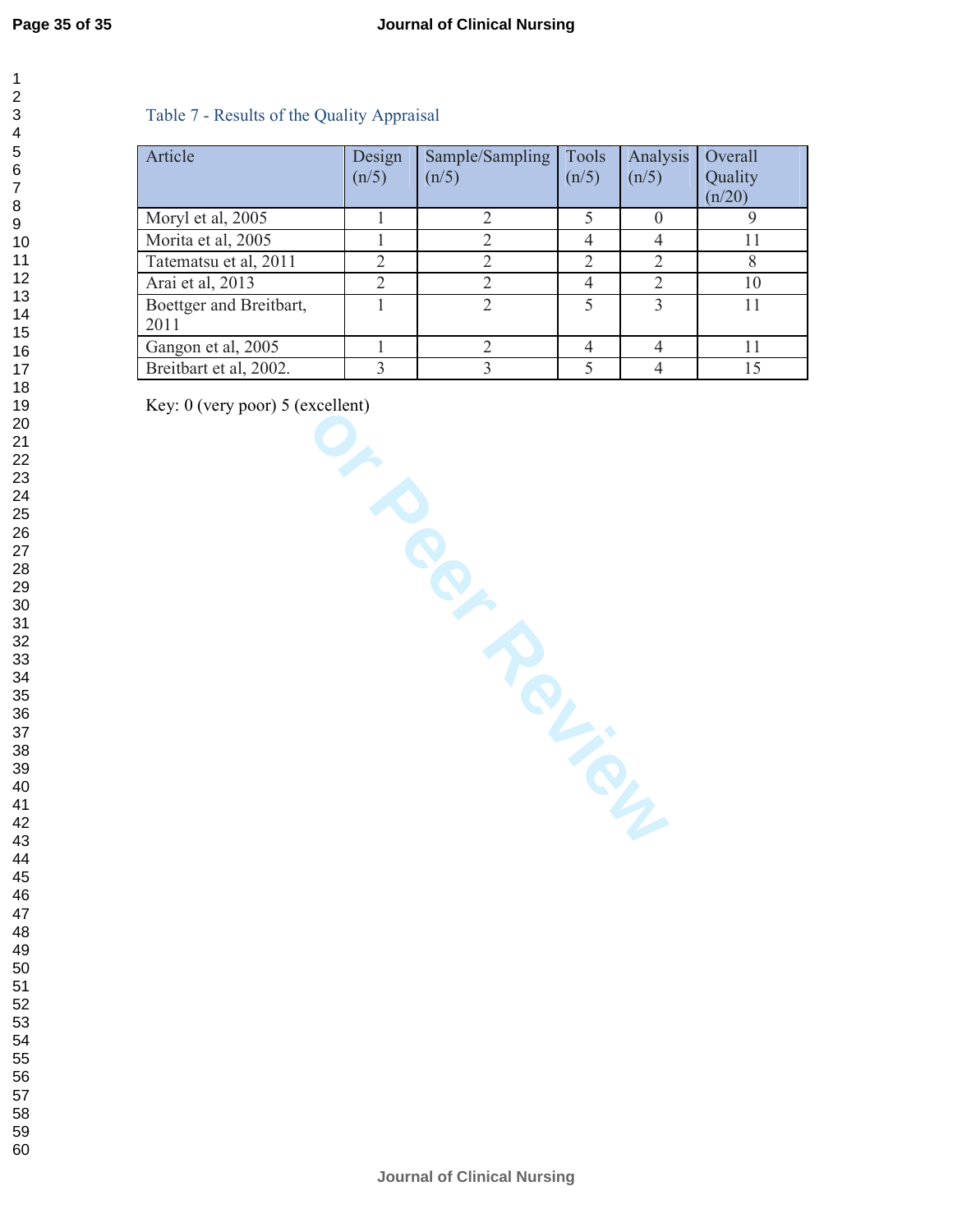Table 7 - Results of the Quality Appraisal

| Article | Design (n/5) | Sample/Sampling (n/5) | Tools (n/5) | Analysis (n/5) | Overall Quality (n/20) |
|---|---|---|---|---|---|
| Moryl et al, 2005 | 1 | 2 | 5 | 0 | 9 |
| Morita et al, 2005 | 1 | 2 | 4 | 4 | 11 |
| Tatematsu et al, 2011 | 2 | 2 | 2 | 2 | 8 |
| Arai et al, 2013 | 2 | 2 | 4 | 2 | 10 |
| Boettger and Breitbart, 2011 | 1 | 2 | 5 | 3 | 11 |
| Gangon et al, 2005 | 1 | 2 | 4 | 4 | 11 |
| Breitbart et al, 2002. | 3 | 3 | 5 | 4 | 15 |

Key: 0 (very poor) 5 (excellent)